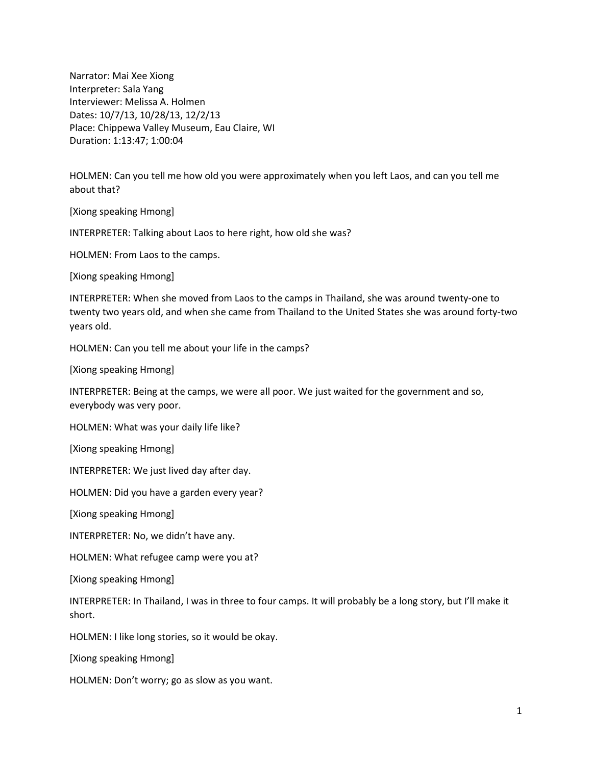Narrator: Mai Xee Xiong
Interpreter: Sala Yang
Interviewer: Melissa A. Holmen
Dates: 10/7/13, 10/28/13, 12/2/13
Place: Chippewa Valley Museum, Eau Claire, WI
Duration: 1:13:47; 1:00:04

HOLMEN: Can you tell me how old you were approximately when you left Laos, and can you tell me about that?

[Xiong speaking Hmong]

INTERPRETER: Talking about Laos to here right, how old she was?

HOLMEN: From Laos to the camps.

[Xiong speaking Hmong]

INTERPRETER: When she moved from Laos to the camps in Thailand, she was around twenty-one to twenty two years old, and when she came from Thailand to the United States she was around forty-two years old.

HOLMEN: Can you tell me about your life in the camps?

[Xiong speaking Hmong]

INTERPRETER: Being at the camps, we were all poor. We just waited for the government and so, everybody was very poor.

HOLMEN: What was your daily life like?

[Xiong speaking Hmong]

INTERPRETER: We just lived day after day.

HOLMEN: Did you have a garden every year?

[Xiong speaking Hmong]

INTERPRETER: No, we didn't have any.

HOLMEN: What refugee camp were you at?

[Xiong speaking Hmong]

INTERPRETER: In Thailand, I was in three to four camps. It will probably be a long story, but I'll make it short.

HOLMEN: I like long stories, so it would be okay.

[Xiong speaking Hmong]

HOLMEN: Don't worry; go as slow as you want.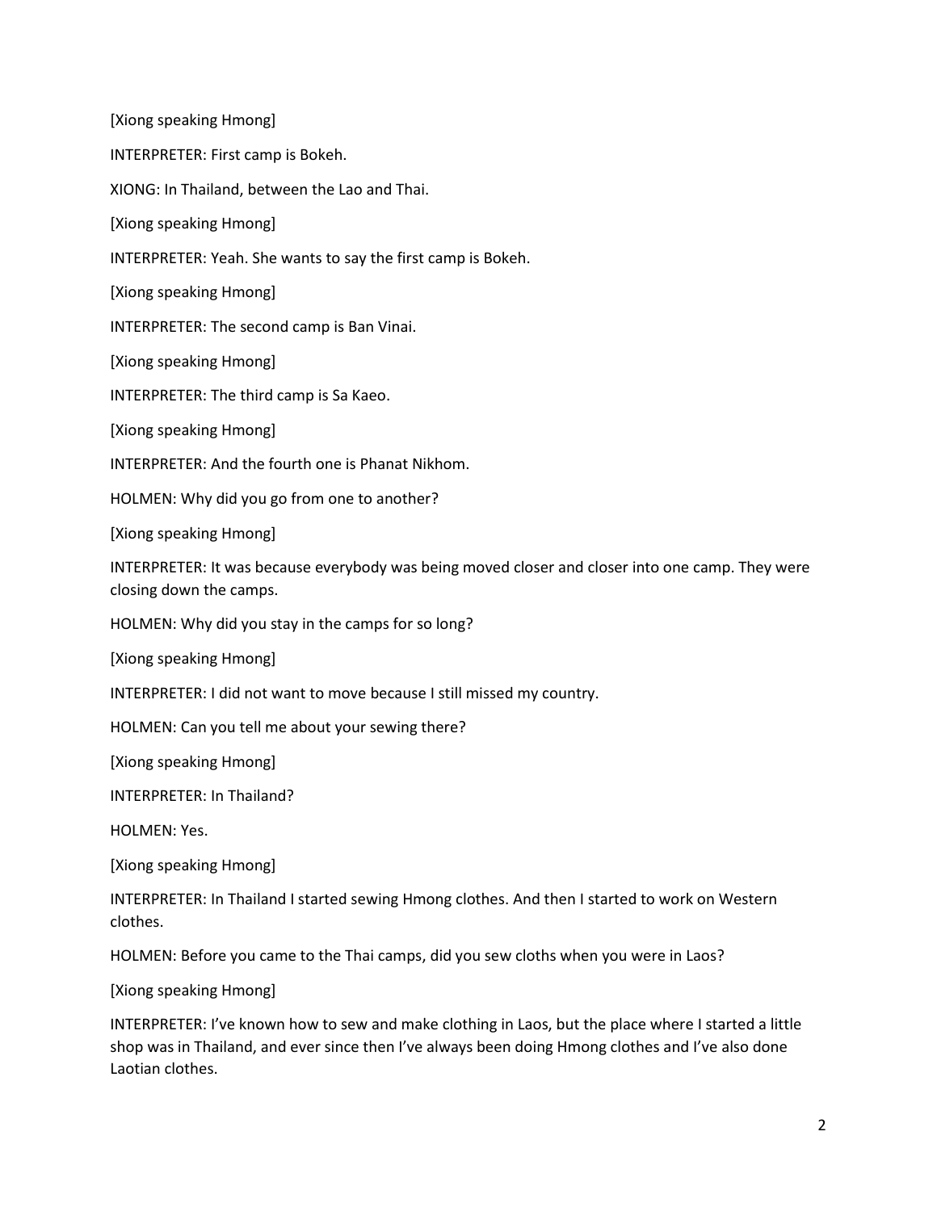[Xiong speaking Hmong]

INTERPRETER: First camp is Bokeh.

XIONG: In Thailand, between the Lao and Thai.

[Xiong speaking Hmong]

INTERPRETER: Yeah. She wants to say the first camp is Bokeh.

[Xiong speaking Hmong]

INTERPRETER: The second camp is Ban Vinai.

[Xiong speaking Hmong]

INTERPRETER: The third camp is Sa Kaeo.

[Xiong speaking Hmong]

INTERPRETER: And the fourth one is Phanat Nikhom.

HOLMEN: Why did you go from one to another?

[Xiong speaking Hmong]

INTERPRETER: It was because everybody was being moved closer and closer into one camp. They were closing down the camps.

HOLMEN: Why did you stay in the camps for so long?

[Xiong speaking Hmong]

INTERPRETER: I did not want to move because I still missed my country.

HOLMEN: Can you tell me about your sewing there?

[Xiong speaking Hmong]

INTERPRETER: In Thailand?

HOLMEN: Yes.

[Xiong speaking Hmong]

INTERPRETER: In Thailand I started sewing Hmong clothes. And then I started to work on Western clothes.

HOLMEN: Before you came to the Thai camps, did you sew cloths when you were in Laos?

[Xiong speaking Hmong]

INTERPRETER: I've known how to sew and make clothing in Laos, but the place where I started a little shop was in Thailand, and ever since then I've always been doing Hmong clothes and I've also done Laotian clothes.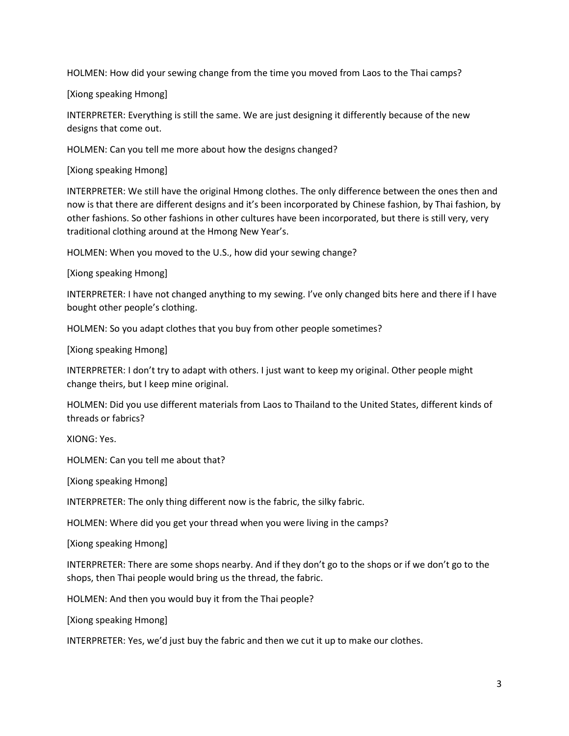HOLMEN: How did your sewing change from the time you moved from Laos to the Thai camps?

[Xiong speaking Hmong]

INTERPRETER: Everything is still the same. We are just designing it differently because of the new designs that come out.

HOLMEN: Can you tell me more about how the designs changed?

[Xiong speaking Hmong]

INTERPRETER: We still have the original Hmong clothes. The only difference between the ones then and now is that there are different designs and it's been incorporated by Chinese fashion, by Thai fashion, by other fashions. So other fashions in other cultures have been incorporated, but there is still very, very traditional clothing around at the Hmong New Year's.

HOLMEN: When you moved to the U.S., how did your sewing change?

[Xiong speaking Hmong]

INTERPRETER: I have not changed anything to my sewing. I've only changed bits here and there if I have bought other people's clothing.

HOLMEN: So you adapt clothes that you buy from other people sometimes?

[Xiong speaking Hmong]

INTERPRETER: I don't try to adapt with others. I just want to keep my original. Other people might change theirs, but I keep mine original.

HOLMEN: Did you use different materials from Laos to Thailand to the United States, different kinds of threads or fabrics?

XIONG: Yes.

HOLMEN: Can you tell me about that?

[Xiong speaking Hmong]

INTERPRETER: The only thing different now is the fabric, the silky fabric.

HOLMEN: Where did you get your thread when you were living in the camps?

[Xiong speaking Hmong]

INTERPRETER: There are some shops nearby. And if they don't go to the shops or if we don't go to the shops, then Thai people would bring us the thread, the fabric.

HOLMEN: And then you would buy it from the Thai people?

[Xiong speaking Hmong]

INTERPRETER: Yes, we'd just buy the fabric and then we cut it up to make our clothes.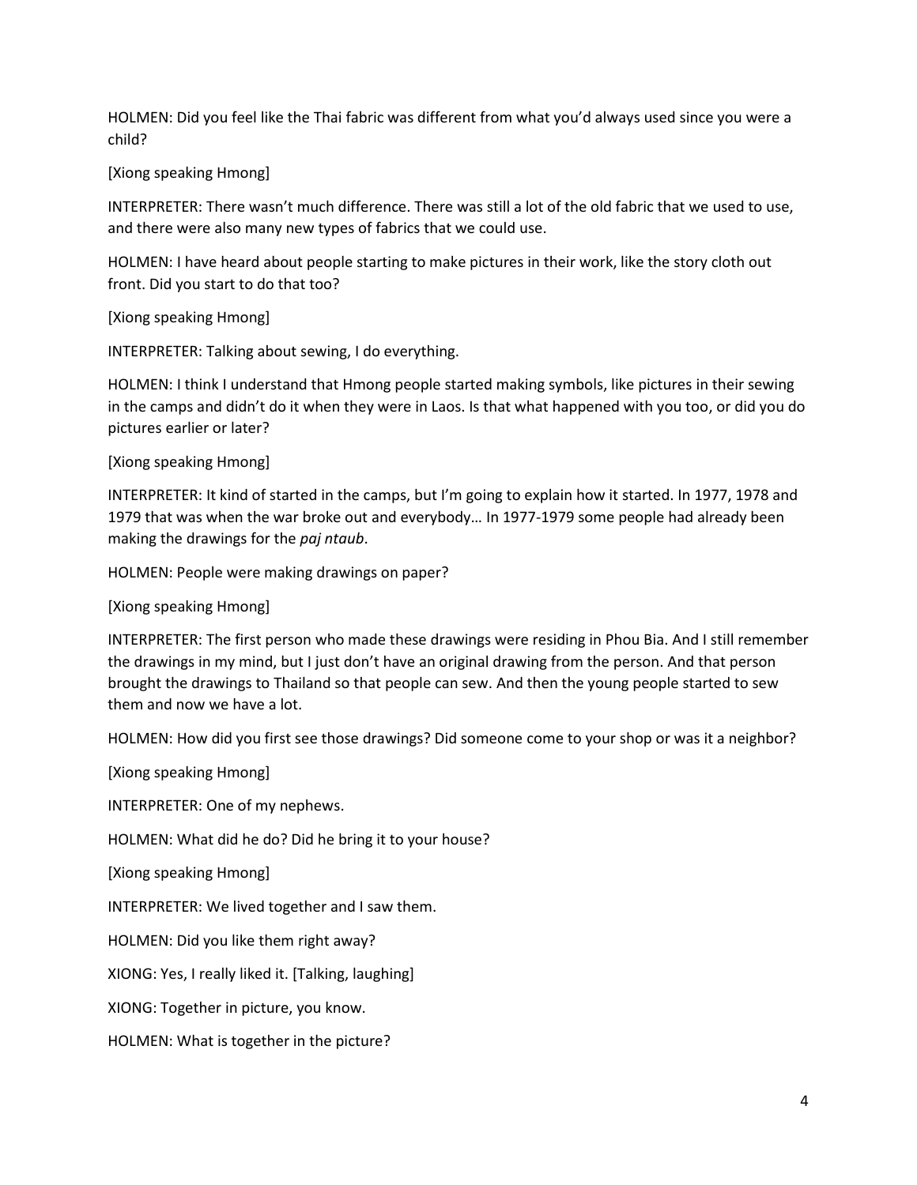HOLMEN: Did you feel like the Thai fabric was different from what you'd always used since you were a child?

[Xiong speaking Hmong]

INTERPRETER: There wasn't much difference. There was still a lot of the old fabric that we used to use, and there were also many new types of fabrics that we could use.

HOLMEN: I have heard about people starting to make pictures in their work, like the story cloth out front. Did you start to do that too?

[Xiong speaking Hmong]

INTERPRETER: Talking about sewing, I do everything.

HOLMEN: I think I understand that Hmong people started making symbols, like pictures in their sewing in the camps and didn't do it when they were in Laos. Is that what happened with you too, or did you do pictures earlier or later?

[Xiong speaking Hmong]

INTERPRETER: It kind of started in the camps, but I'm going to explain how it started. In 1977, 1978 and 1979 that was when the war broke out and everybody… In 1977-1979 some people had already been making the drawings for the *paj ntaub*.

HOLMEN: People were making drawings on paper?

[Xiong speaking Hmong]

INTERPRETER: The first person who made these drawings were residing in Phou Bia. And I still remember the drawings in my mind, but I just don't have an original drawing from the person. And that person brought the drawings to Thailand so that people can sew. And then the young people started to sew them and now we have a lot.

HOLMEN: How did you first see those drawings? Did someone come to your shop or was it a neighbor?

[Xiong speaking Hmong]

INTERPRETER: One of my nephews.

HOLMEN: What did he do? Did he bring it to your house?

[Xiong speaking Hmong]

INTERPRETER: We lived together and I saw them.

HOLMEN: Did you like them right away?

XIONG: Yes, I really liked it. [Talking, laughing]

XIONG: Together in picture, you know.

HOLMEN: What is together in the picture?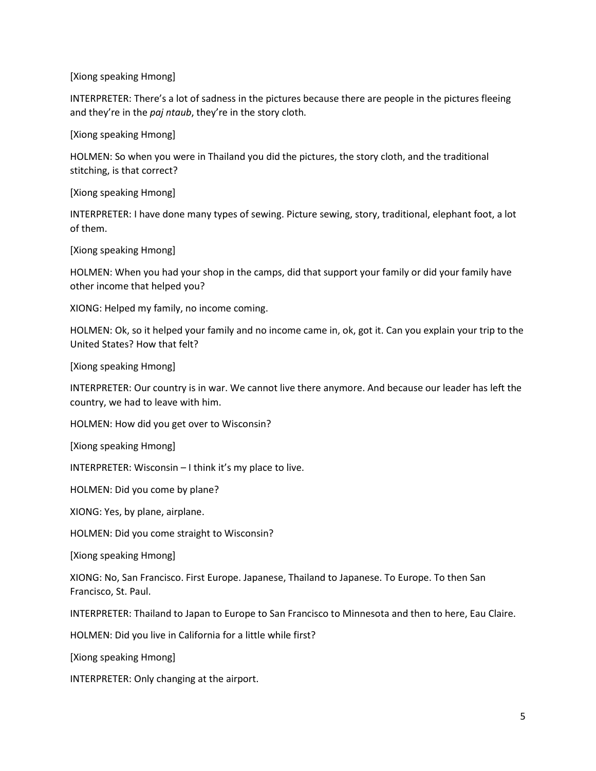[Xiong speaking Hmong]

INTERPRETER: There's a lot of sadness in the pictures because there are people in the pictures fleeing and they're in the *paj ntaub*, they're in the story cloth.

[Xiong speaking Hmong]

HOLMEN: So when you were in Thailand you did the pictures, the story cloth, and the traditional stitching, is that correct?

[Xiong speaking Hmong]

INTERPRETER: I have done many types of sewing. Picture sewing, story, traditional, elephant foot, a lot of them.

[Xiong speaking Hmong]

HOLMEN: When you had your shop in the camps, did that support your family or did your family have other income that helped you?

XIONG: Helped my family, no income coming.

HOLMEN: Ok, so it helped your family and no income came in, ok, got it. Can you explain your trip to the United States? How that felt?

[Xiong speaking Hmong]

INTERPRETER: Our country is in war. We cannot live there anymore. And because our leader has left the country, we had to leave with him.

HOLMEN: How did you get over to Wisconsin?

[Xiong speaking Hmong]

INTERPRETER: Wisconsin – I think it's my place to live.

HOLMEN: Did you come by plane?

XIONG: Yes, by plane, airplane.

HOLMEN: Did you come straight to Wisconsin?

[Xiong speaking Hmong]

XIONG: No, San Francisco. First Europe. Japanese, Thailand to Japanese. To Europe. To then San Francisco, St. Paul.

INTERPRETER: Thailand to Japan to Europe to San Francisco to Minnesota and then to here, Eau Claire.

HOLMEN: Did you live in California for a little while first?

[Xiong speaking Hmong]

INTERPRETER: Only changing at the airport.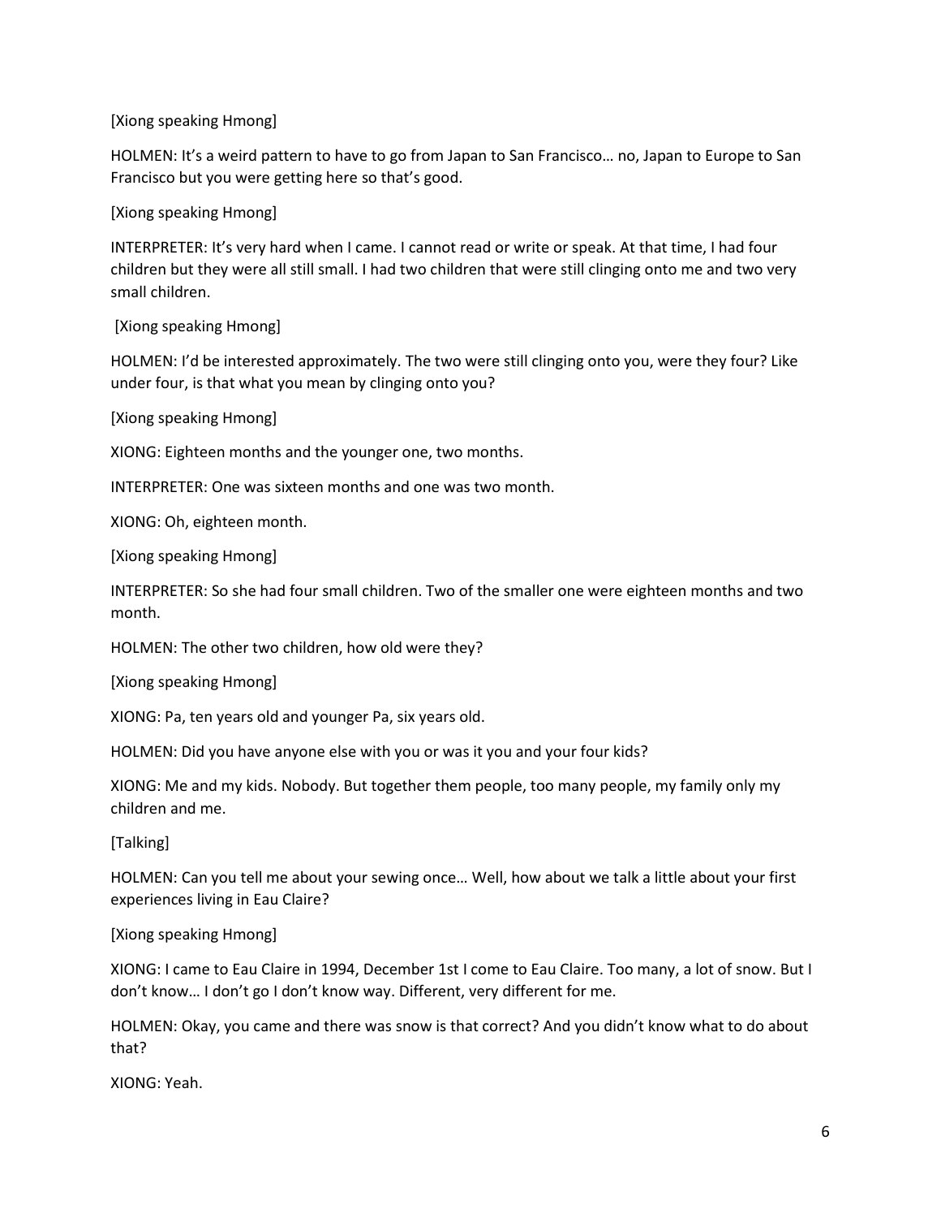[Xiong speaking Hmong]

HOLMEN: It's a weird pattern to have to go from Japan to San Francisco… no, Japan to Europe to San Francisco but you were getting here so that's good.

[Xiong speaking Hmong]

INTERPRETER: It's very hard when I came. I cannot read or write or speak. At that time, I had four children but they were all still small. I had two children that were still clinging onto me and two very small children.

[Xiong speaking Hmong]

HOLMEN: I'd be interested approximately. The two were still clinging onto you, were they four? Like under four, is that what you mean by clinging onto you?

[Xiong speaking Hmong]

XIONG: Eighteen months and the younger one, two months.

INTERPRETER: One was sixteen months and one was two month.

XIONG: Oh, eighteen month.

[Xiong speaking Hmong]

INTERPRETER: So she had four small children. Two of the smaller one were eighteen months and two month.

HOLMEN: The other two children, how old were they?

[Xiong speaking Hmong]

XIONG: Pa, ten years old and younger Pa, six years old.

HOLMEN: Did you have anyone else with you or was it you and your four kids?

XIONG: Me and my kids. Nobody. But together them people, too many people, my family only my children and me.

[Talking]

HOLMEN: Can you tell me about your sewing once… Well, how about we talk a little about your first experiences living in Eau Claire?

[Xiong speaking Hmong]

XIONG: I came to Eau Claire in 1994, December 1st I come to Eau Claire. Too many, a lot of snow. But I don't know… I don't go I don't know way. Different, very different for me.

HOLMEN: Okay, you came and there was snow is that correct? And you didn't know what to do about that?

XIONG: Yeah.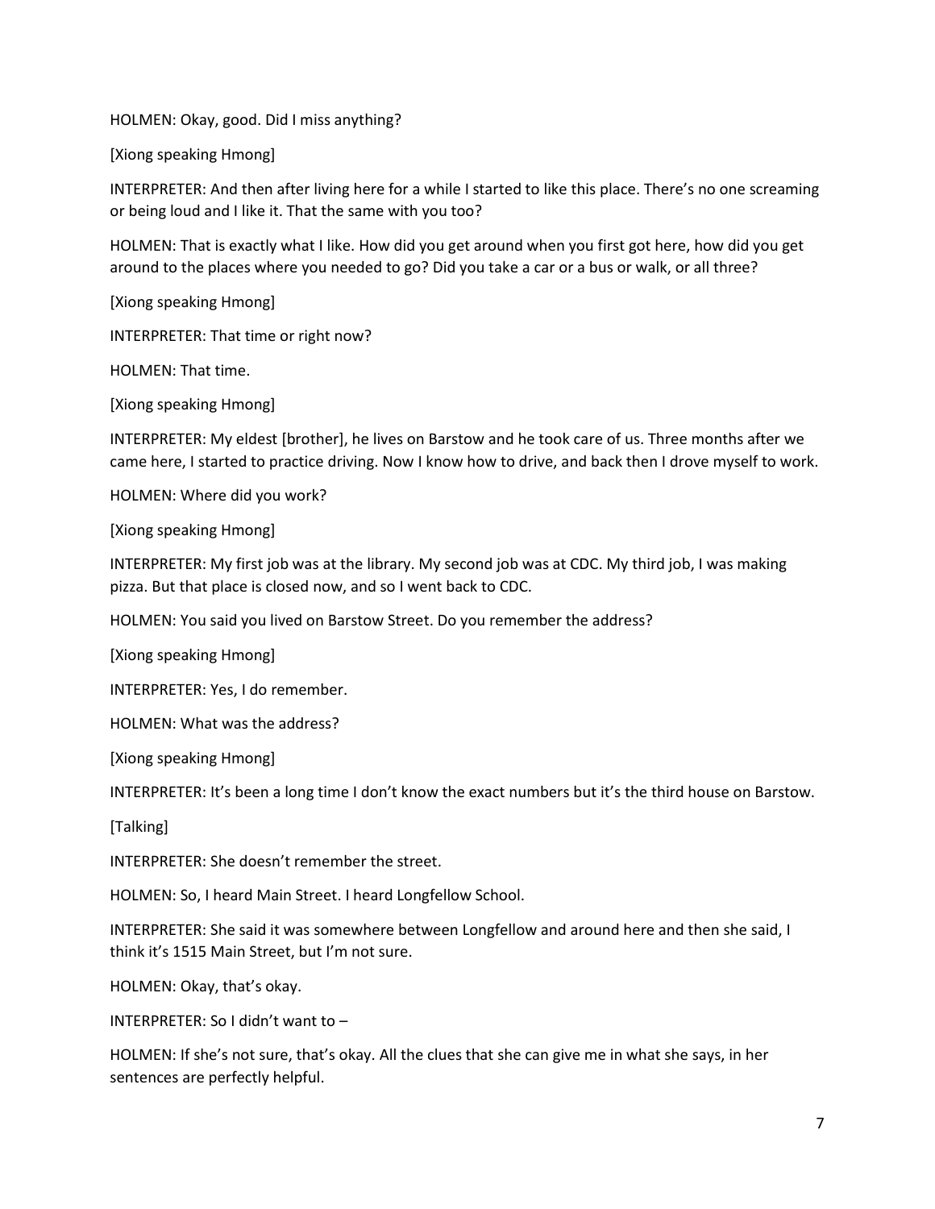HOLMEN: Okay, good. Did I miss anything?

[Xiong speaking Hmong]

INTERPRETER: And then after living here for a while I started to like this place. There's no one screaming or being loud and I like it. That the same with you too?

HOLMEN: That is exactly what I like. How did you get around when you first got here, how did you get around to the places where you needed to go? Did you take a car or a bus or walk, or all three?

[Xiong speaking Hmong]

INTERPRETER: That time or right now?

HOLMEN: That time.

[Xiong speaking Hmong]

INTERPRETER: My eldest [brother], he lives on Barstow and he took care of us. Three months after we came here, I started to practice driving. Now I know how to drive, and back then I drove myself to work.

HOLMEN: Where did you work?

[Xiong speaking Hmong]

INTERPRETER: My first job was at the library. My second job was at CDC. My third job, I was making pizza. But that place is closed now, and so I went back to CDC.

HOLMEN: You said you lived on Barstow Street. Do you remember the address?

[Xiong speaking Hmong]

INTERPRETER: Yes, I do remember.

HOLMEN: What was the address?

[Xiong speaking Hmong]

INTERPRETER: It's been a long time I don't know the exact numbers but it's the third house on Barstow.

[Talking]

INTERPRETER: She doesn't remember the street.

HOLMEN: So, I heard Main Street. I heard Longfellow School.

INTERPRETER: She said it was somewhere between Longfellow and around here and then she said, I think it's 1515 Main Street, but I'm not sure.

HOLMEN: Okay, that's okay.

INTERPRETER: So I didn't want to –

HOLMEN: If she's not sure, that's okay. All the clues that she can give me in what she says, in her sentences are perfectly helpful.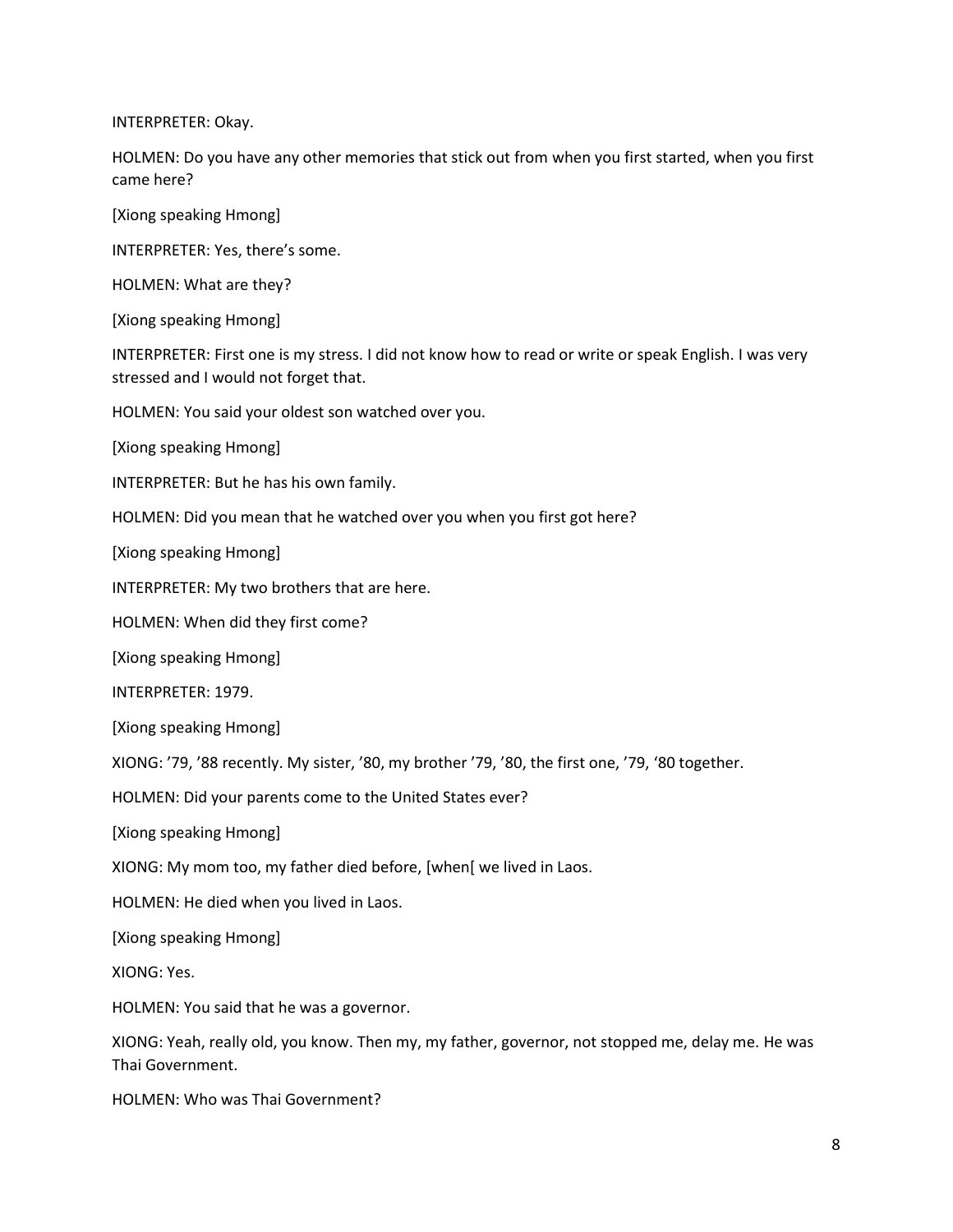INTERPRETER: Okay.

HOLMEN: Do you have any other memories that stick out from when you first started, when you first came here?

[Xiong speaking Hmong]

INTERPRETER: Yes, there's some.

HOLMEN: What are they?

[Xiong speaking Hmong]

INTERPRETER: First one is my stress. I did not know how to read or write or speak English. I was very stressed and I would not forget that.

HOLMEN: You said your oldest son watched over you.

[Xiong speaking Hmong]

INTERPRETER: But he has his own family.

HOLMEN: Did you mean that he watched over you when you first got here?

[Xiong speaking Hmong]

INTERPRETER: My two brothers that are here.

HOLMEN: When did they first come?

[Xiong speaking Hmong]

INTERPRETER: 1979.

[Xiong speaking Hmong]

XIONG: '79, '88 recently. My sister, '80, my brother '79, '80, the first one, '79, '80 together.

HOLMEN: Did your parents come to the United States ever?

[Xiong speaking Hmong]

XIONG: My mom too, my father died before, [when[ we lived in Laos.

HOLMEN: He died when you lived in Laos.

[Xiong speaking Hmong]

XIONG: Yes.

HOLMEN: You said that he was a governor.

XIONG: Yeah, really old, you know. Then my, my father, governor, not stopped me, delay me. He was Thai Government.

HOLMEN: Who was Thai Government?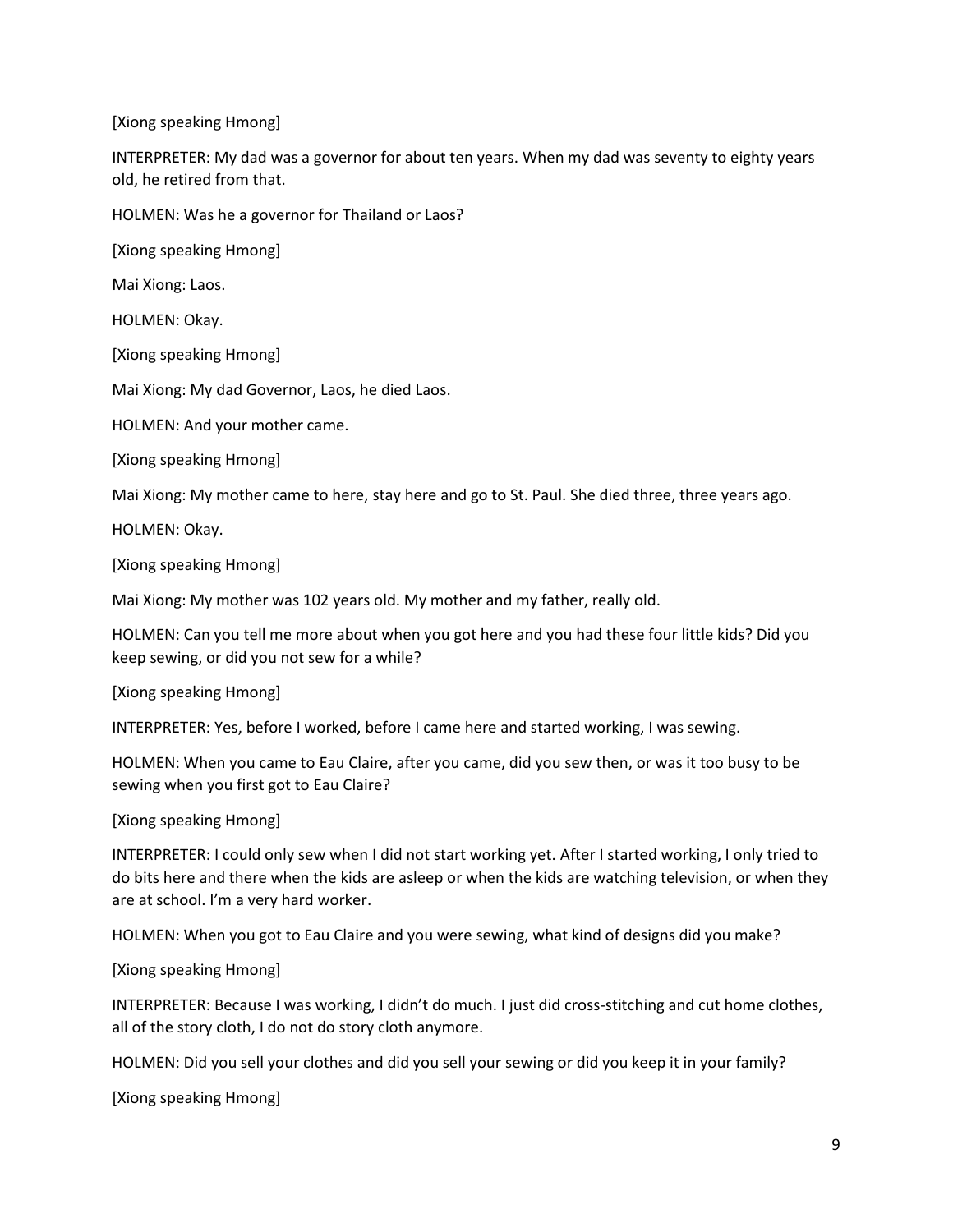[Xiong speaking Hmong]

INTERPRETER: My dad was a governor for about ten years. When my dad was seventy to eighty years old, he retired from that.

HOLMEN: Was he a governor for Thailand or Laos?

[Xiong speaking Hmong]

Mai Xiong: Laos.

HOLMEN: Okay.

[Xiong speaking Hmong]

Mai Xiong: My dad Governor, Laos, he died Laos.

HOLMEN: And your mother came.

[Xiong speaking Hmong]

Mai Xiong: My mother came to here, stay here and go to St. Paul. She died three, three years ago.

HOLMEN: Okay.

[Xiong speaking Hmong]

Mai Xiong: My mother was 102 years old. My mother and my father, really old.

HOLMEN: Can you tell me more about when you got here and you had these four little kids? Did you keep sewing, or did you not sew for a while?

[Xiong speaking Hmong]

INTERPRETER: Yes, before I worked, before I came here and started working, I was sewing.

HOLMEN: When you came to Eau Claire, after you came, did you sew then, or was it too busy to be sewing when you first got to Eau Claire?

[Xiong speaking Hmong]

INTERPRETER: I could only sew when I did not start working yet. After I started working, I only tried to do bits here and there when the kids are asleep or when the kids are watching television, or when they are at school. I'm a very hard worker.

HOLMEN: When you got to Eau Claire and you were sewing, what kind of designs did you make?

[Xiong speaking Hmong]

INTERPRETER: Because I was working, I didn't do much. I just did cross-stitching and cut home clothes, all of the story cloth, I do not do story cloth anymore.

HOLMEN: Did you sell your clothes and did you sell your sewing or did you keep it in your family?

[Xiong speaking Hmong]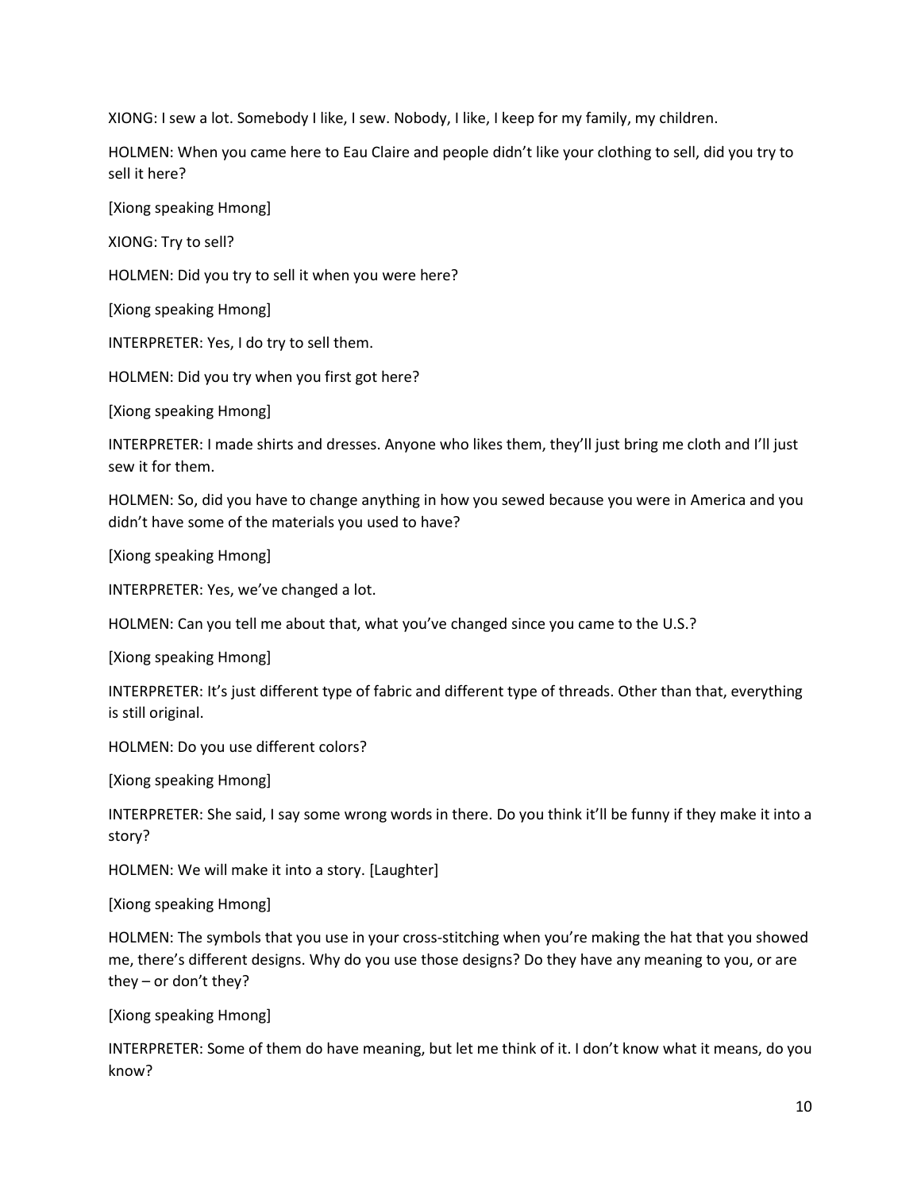XIONG: I sew a lot. Somebody I like, I sew. Nobody, I like, I keep for my family, my children.

HOLMEN: When you came here to Eau Claire and people didn't like your clothing to sell, did you try to sell it here?

[Xiong speaking Hmong]

XIONG: Try to sell?

HOLMEN: Did you try to sell it when you were here?

[Xiong speaking Hmong]

INTERPRETER: Yes, I do try to sell them.

HOLMEN: Did you try when you first got here?

[Xiong speaking Hmong]

INTERPRETER: I made shirts and dresses. Anyone who likes them, they'll just bring me cloth and I'll just sew it for them.

HOLMEN: So, did you have to change anything in how you sewed because you were in America and you didn't have some of the materials you used to have?

[Xiong speaking Hmong]

INTERPRETER: Yes, we've changed a lot.

HOLMEN: Can you tell me about that, what you've changed since you came to the U.S.?

[Xiong speaking Hmong]

INTERPRETER: It's just different type of fabric and different type of threads. Other than that, everything is still original.

HOLMEN: Do you use different colors?

[Xiong speaking Hmong]

INTERPRETER: She said, I say some wrong words in there. Do you think it'll be funny if they make it into a story?

HOLMEN: We will make it into a story. [Laughter]

[Xiong speaking Hmong]

HOLMEN: The symbols that you use in your cross-stitching when you're making the hat that you showed me, there's different designs. Why do you use those designs? Do they have any meaning to you, or are they – or don't they?

[Xiong speaking Hmong]

INTERPRETER: Some of them do have meaning, but let me think of it. I don't know what it means, do you know?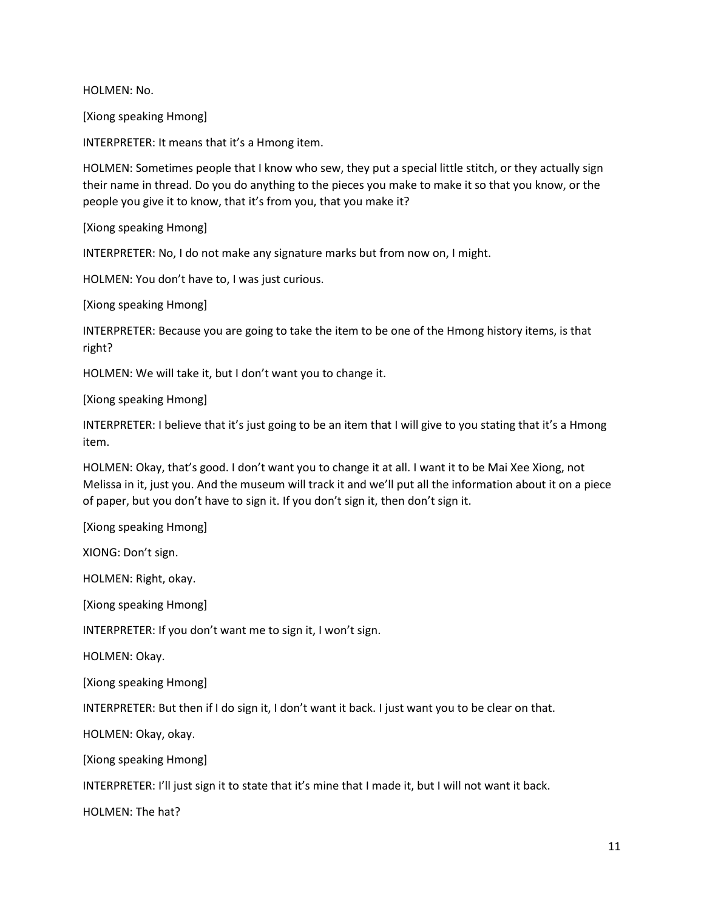HOLMEN: No.

[Xiong speaking Hmong]

INTERPRETER: It means that it's a Hmong item.

HOLMEN: Sometimes people that I know who sew, they put a special little stitch, or they actually sign their name in thread. Do you do anything to the pieces you make to make it so that you know, or the people you give it to know, that it's from you, that you make it?

[Xiong speaking Hmong]

INTERPRETER: No, I do not make any signature marks but from now on, I might.

HOLMEN: You don't have to, I was just curious.

[Xiong speaking Hmong]

INTERPRETER: Because you are going to take the item to be one of the Hmong history items, is that right?

HOLMEN: We will take it, but I don't want you to change it.

[Xiong speaking Hmong]

INTERPRETER: I believe that it's just going to be an item that I will give to you stating that it's a Hmong item.

HOLMEN: Okay, that's good. I don't want you to change it at all. I want it to be Mai Xee Xiong, not Melissa in it, just you. And the museum will track it and we'll put all the information about it on a piece of paper, but you don't have to sign it. If you don't sign it, then don't sign it.

[Xiong speaking Hmong]

XIONG: Don't sign.

HOLMEN: Right, okay.

[Xiong speaking Hmong]

INTERPRETER: If you don't want me to sign it, I won't sign.

HOLMEN: Okay.

[Xiong speaking Hmong]

INTERPRETER: But then if I do sign it, I don't want it back. I just want you to be clear on that.

HOLMEN: Okay, okay.

[Xiong speaking Hmong]

INTERPRETER: I'll just sign it to state that it's mine that I made it, but I will not want it back.

HOLMEN: The hat?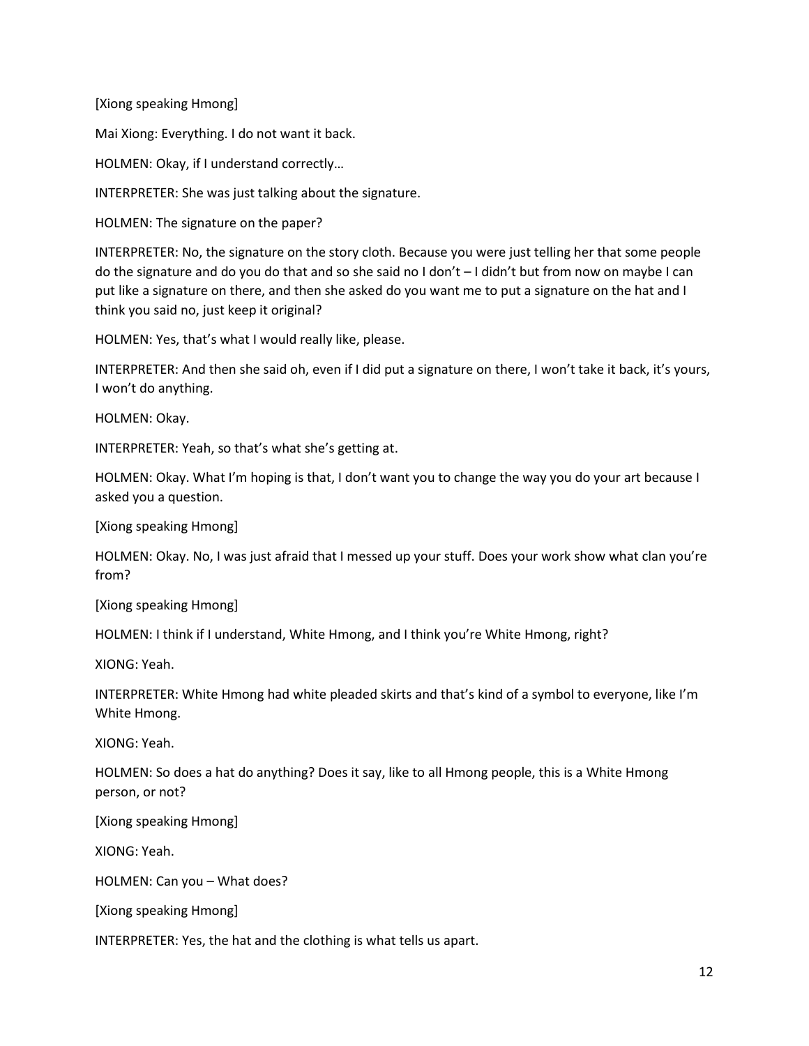[Xiong speaking Hmong]

Mai Xiong: Everything. I do not want it back.

HOLMEN: Okay, if I understand correctly…

INTERPRETER: She was just talking about the signature.

HOLMEN: The signature on the paper?

INTERPRETER: No, the signature on the story cloth. Because you were just telling her that some people do the signature and do you do that and so she said no I don't – I didn't but from now on maybe I can put like a signature on there, and then she asked do you want me to put a signature on the hat and I think you said no, just keep it original?

HOLMEN: Yes, that's what I would really like, please.

INTERPRETER: And then she said oh, even if I did put a signature on there, I won't take it back, it's yours, I won't do anything.

HOLMEN: Okay.

INTERPRETER: Yeah, so that's what she's getting at.

HOLMEN: Okay. What I'm hoping is that, I don't want you to change the way you do your art because I asked you a question.

[Xiong speaking Hmong]

HOLMEN: Okay. No, I was just afraid that I messed up your stuff. Does your work show what clan you're from?

[Xiong speaking Hmong]

HOLMEN: I think if I understand, White Hmong, and I think you're White Hmong, right?

XIONG: Yeah.

INTERPRETER: White Hmong had white pleaded skirts and that's kind of a symbol to everyone, like I'm White Hmong.

XIONG: Yeah.

HOLMEN: So does a hat do anything? Does it say, like to all Hmong people, this is a White Hmong person, or not?

[Xiong speaking Hmong]

XIONG: Yeah.

HOLMEN: Can you – What does?

[Xiong speaking Hmong]

INTERPRETER: Yes, the hat and the clothing is what tells us apart.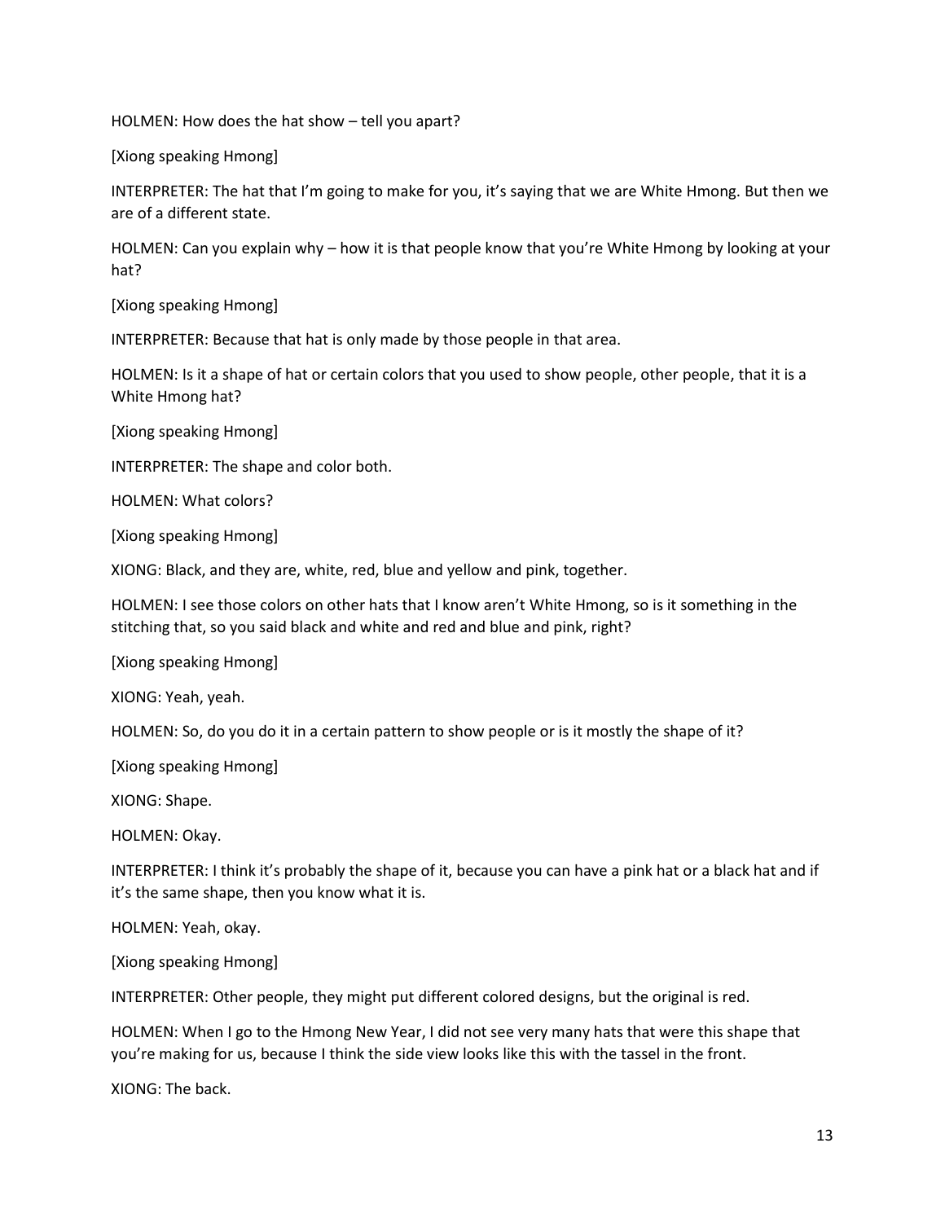HOLMEN: How does the hat show – tell you apart?

[Xiong speaking Hmong]

INTERPRETER: The hat that I'm going to make for you, it's saying that we are White Hmong. But then we are of a different state.

HOLMEN: Can you explain why – how it is that people know that you're White Hmong by looking at your hat?

[Xiong speaking Hmong]

INTERPRETER: Because that hat is only made by those people in that area.

HOLMEN: Is it a shape of hat or certain colors that you used to show people, other people, that it is a White Hmong hat?

[Xiong speaking Hmong]

INTERPRETER: The shape and color both.

HOLMEN: What colors?

[Xiong speaking Hmong]

XIONG: Black, and they are, white, red, blue and yellow and pink, together.

HOLMEN: I see those colors on other hats that I know aren't White Hmong, so is it something in the stitching that, so you said black and white and red and blue and pink, right?

[Xiong speaking Hmong]

XIONG: Yeah, yeah.

HOLMEN: So, do you do it in a certain pattern to show people or is it mostly the shape of it?

[Xiong speaking Hmong]

XIONG: Shape.

HOLMEN: Okay.

INTERPRETER: I think it's probably the shape of it, because you can have a pink hat or a black hat and if it's the same shape, then you know what it is.

HOLMEN: Yeah, okay.

[Xiong speaking Hmong]

INTERPRETER: Other people, they might put different colored designs, but the original is red.

HOLMEN: When I go to the Hmong New Year, I did not see very many hats that were this shape that you're making for us, because I think the side view looks like this with the tassel in the front.

XIONG: The back.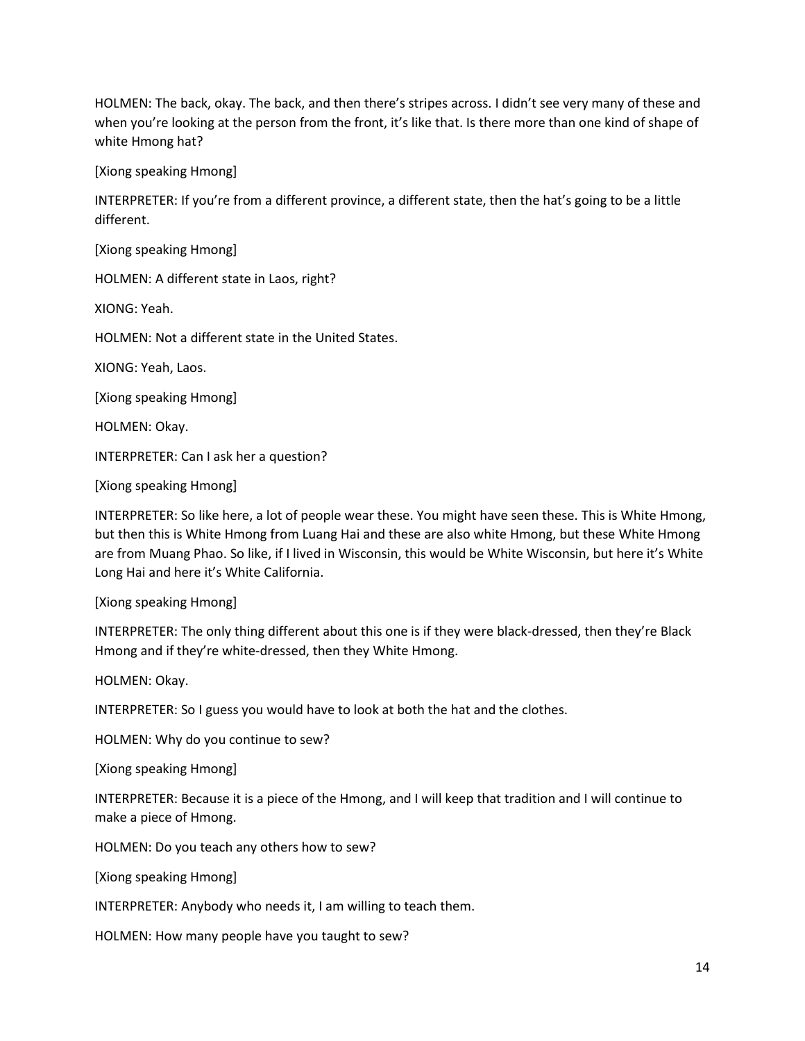HOLMEN: The back, okay. The back, and then there's stripes across. I didn't see very many of these and when you're looking at the person from the front, it's like that. Is there more than one kind of shape of white Hmong hat?

[Xiong speaking Hmong]

INTERPRETER: If you're from a different province, a different state, then the hat's going to be a little different.

[Xiong speaking Hmong]

HOLMEN: A different state in Laos, right?

XIONG: Yeah.

HOLMEN: Not a different state in the United States.

XIONG: Yeah, Laos.

[Xiong speaking Hmong]

HOLMEN: Okay.

INTERPRETER: Can I ask her a question?

[Xiong speaking Hmong]

INTERPRETER: So like here, a lot of people wear these. You might have seen these. This is White Hmong, but then this is White Hmong from Luang Hai and these are also white Hmong, but these White Hmong are from Muang Phao. So like, if I lived in Wisconsin, this would be White Wisconsin, but here it's White Long Hai and here it's White California.

[Xiong speaking Hmong]

INTERPRETER: The only thing different about this one is if they were black-dressed, then they're Black Hmong and if they're white-dressed, then they White Hmong.

HOLMEN: Okay.

INTERPRETER: So I guess you would have to look at both the hat and the clothes.

HOLMEN: Why do you continue to sew?

[Xiong speaking Hmong]

INTERPRETER: Because it is a piece of the Hmong, and I will keep that tradition and I will continue to make a piece of Hmong.

HOLMEN: Do you teach any others how to sew?

[Xiong speaking Hmong]

INTERPRETER: Anybody who needs it, I am willing to teach them.

HOLMEN: How many people have you taught to sew?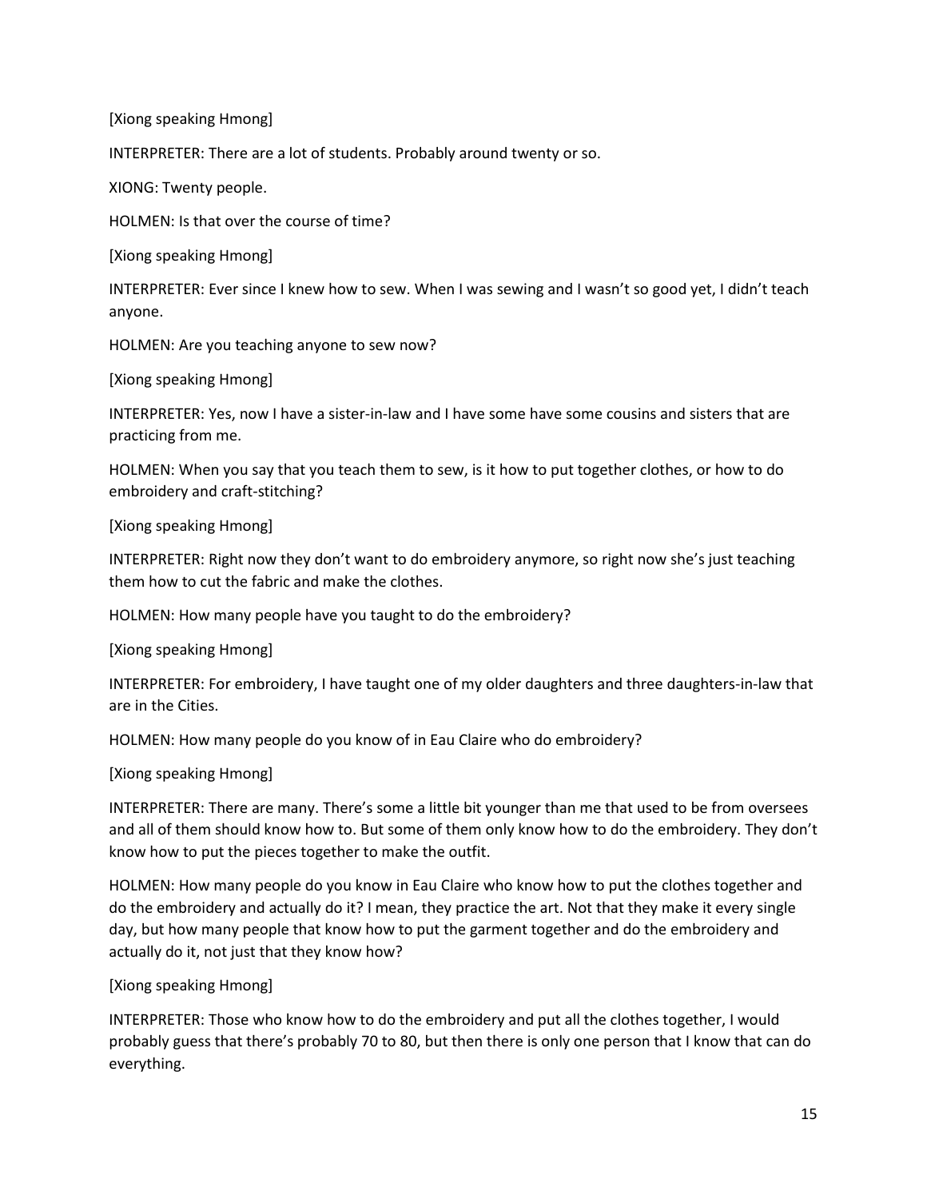[Xiong speaking Hmong]

INTERPRETER: There are a lot of students. Probably around twenty or so.

XIONG: Twenty people.

HOLMEN: Is that over the course of time?

[Xiong speaking Hmong]

INTERPRETER: Ever since I knew how to sew. When I was sewing and I wasn't so good yet, I didn't teach anyone.

HOLMEN: Are you teaching anyone to sew now?

[Xiong speaking Hmong]

INTERPRETER: Yes, now I have a sister-in-law and I have some have some cousins and sisters that are practicing from me.

HOLMEN: When you say that you teach them to sew, is it how to put together clothes, or how to do embroidery and craft-stitching?

[Xiong speaking Hmong]

INTERPRETER: Right now they don't want to do embroidery anymore, so right now she's just teaching them how to cut the fabric and make the clothes.

HOLMEN: How many people have you taught to do the embroidery?

[Xiong speaking Hmong]

INTERPRETER: For embroidery, I have taught one of my older daughters and three daughters-in-law that are in the Cities.

HOLMEN: How many people do you know of in Eau Claire who do embroidery?

[Xiong speaking Hmong]

INTERPRETER: There are many. There's some a little bit younger than me that used to be from oversees and all of them should know how to. But some of them only know how to do the embroidery. They don't know how to put the pieces together to make the outfit.

HOLMEN: How many people do you know in Eau Claire who know how to put the clothes together and do the embroidery and actually do it? I mean, they practice the art. Not that they make it every single day, but how many people that know how to put the garment together and do the embroidery and actually do it, not just that they know how?

[Xiong speaking Hmong]

INTERPRETER: Those who know how to do the embroidery and put all the clothes together, I would probably guess that there's probably 70 to 80, but then there is only one person that I know that can do everything.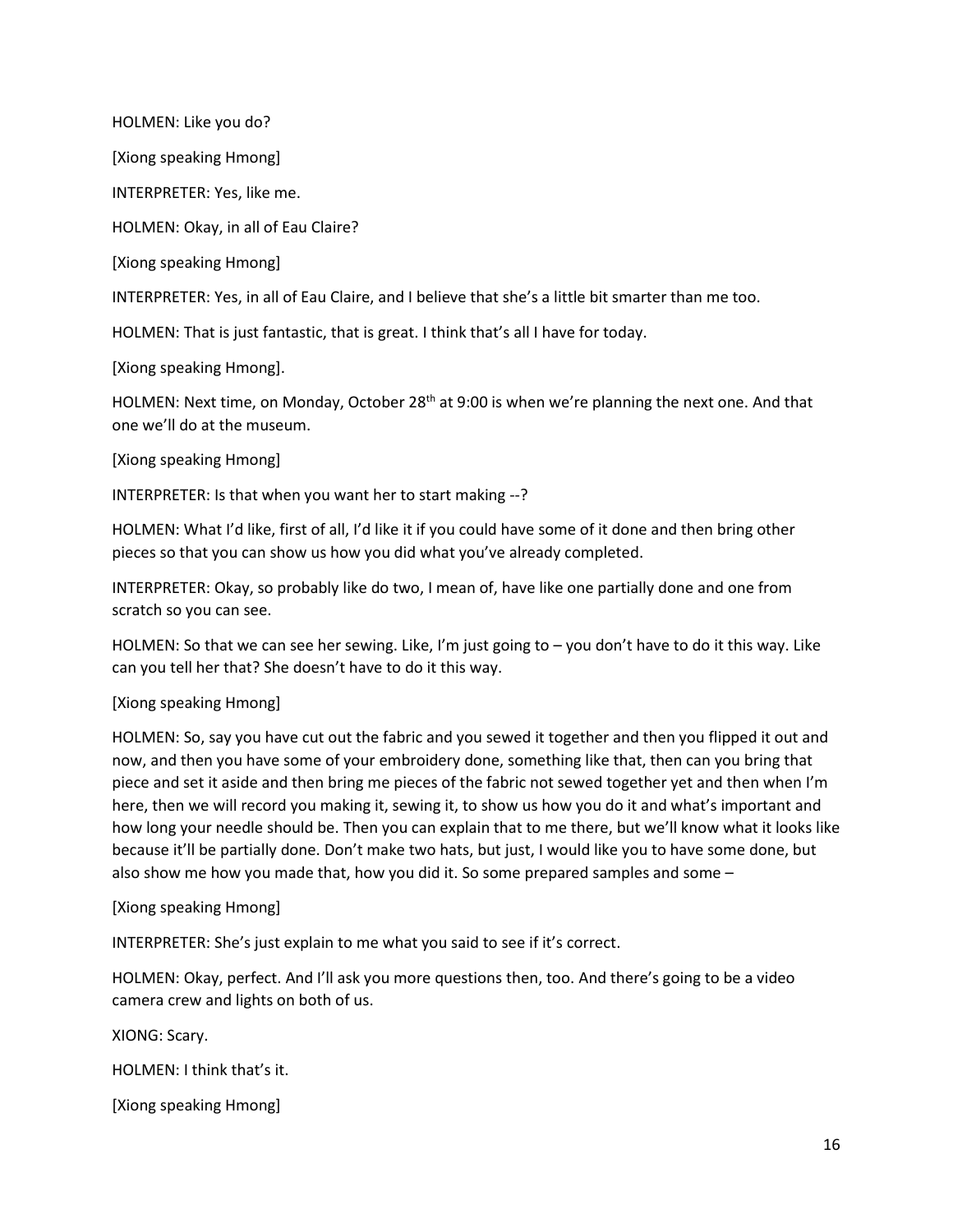HOLMEN: Like you do?

[Xiong speaking Hmong]

INTERPRETER: Yes, like me.

HOLMEN: Okay, in all of Eau Claire?

[Xiong speaking Hmong]

INTERPRETER: Yes, in all of Eau Claire, and I believe that she's a little bit smarter than me too.

HOLMEN: That is just fantastic, that is great. I think that's all I have for today.

[Xiong speaking Hmong].

HOLMEN: Next time, on Monday, October 28th at 9:00 is when we're planning the next one. And that one we'll do at the museum.

[Xiong speaking Hmong]

INTERPRETER: Is that when you want her to start making --?

HOLMEN: What I'd like, first of all, I'd like it if you could have some of it done and then bring other pieces so that you can show us how you did what you've already completed.

INTERPRETER: Okay, so probably like do two, I mean of, have like one partially done and one from scratch so you can see.

HOLMEN: So that we can see her sewing. Like, I'm just going to – you don't have to do it this way. Like can you tell her that? She doesn't have to do it this way.

[Xiong speaking Hmong]

HOLMEN: So, say you have cut out the fabric and you sewed it together and then you flipped it out and now, and then you have some of your embroidery done, something like that, then can you bring that piece and set it aside and then bring me pieces of the fabric not sewed together yet and then when I'm here, then we will record you making it, sewing it, to show us how you do it and what's important and how long your needle should be. Then you can explain that to me there, but we'll know what it looks like because it'll be partially done. Don't make two hats, but just, I would like you to have some done, but also show me how you made that, how you did it. So some prepared samples and some –

[Xiong speaking Hmong]

INTERPRETER: She's just explain to me what you said to see if it's correct.

HOLMEN: Okay, perfect. And I'll ask you more questions then, too. And there's going to be a video camera crew and lights on both of us.

XIONG: Scary.

HOLMEN: I think that's it.

[Xiong speaking Hmong]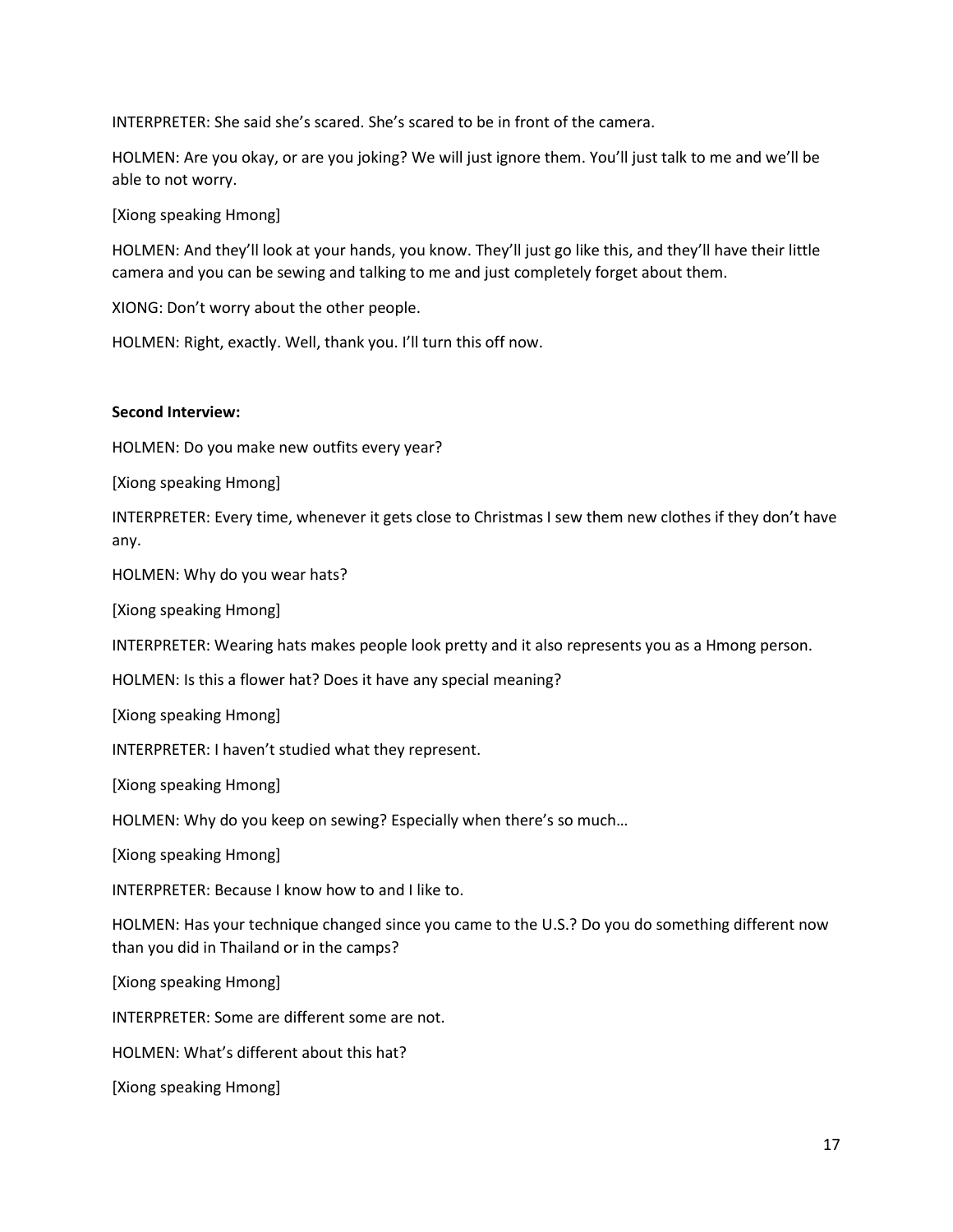INTERPRETER: She said she's scared. She's scared to be in front of the camera.

HOLMEN: Are you okay, or are you joking? We will just ignore them. You'll just talk to me and we'll be able to not worry.

[Xiong speaking Hmong]

HOLMEN: And they'll look at your hands, you know. They'll just go like this, and they'll have their little camera and you can be sewing and talking to me and just completely forget about them.

XIONG: Don't worry about the other people.

HOLMEN: Right, exactly. Well, thank you. I'll turn this off now.

**Second Interview:**

HOLMEN: Do you make new outfits every year?

[Xiong speaking Hmong]

INTERPRETER: Every time, whenever it gets close to Christmas I sew them new clothes if they don't have any.

HOLMEN: Why do you wear hats?

[Xiong speaking Hmong]

INTERPRETER: Wearing hats makes people look pretty and it also represents you as a Hmong person.

HOLMEN: Is this a flower hat? Does it have any special meaning?

[Xiong speaking Hmong]

INTERPRETER: I haven't studied what they represent.

[Xiong speaking Hmong]

HOLMEN: Why do you keep on sewing? Especially when there's so much…

[Xiong speaking Hmong]

INTERPRETER: Because I know how to and I like to.

HOLMEN: Has your technique changed since you came to the U.S.? Do you do something different now than you did in Thailand or in the camps?

[Xiong speaking Hmong]

INTERPRETER: Some are different some are not.

HOLMEN: What's different about this hat?

[Xiong speaking Hmong]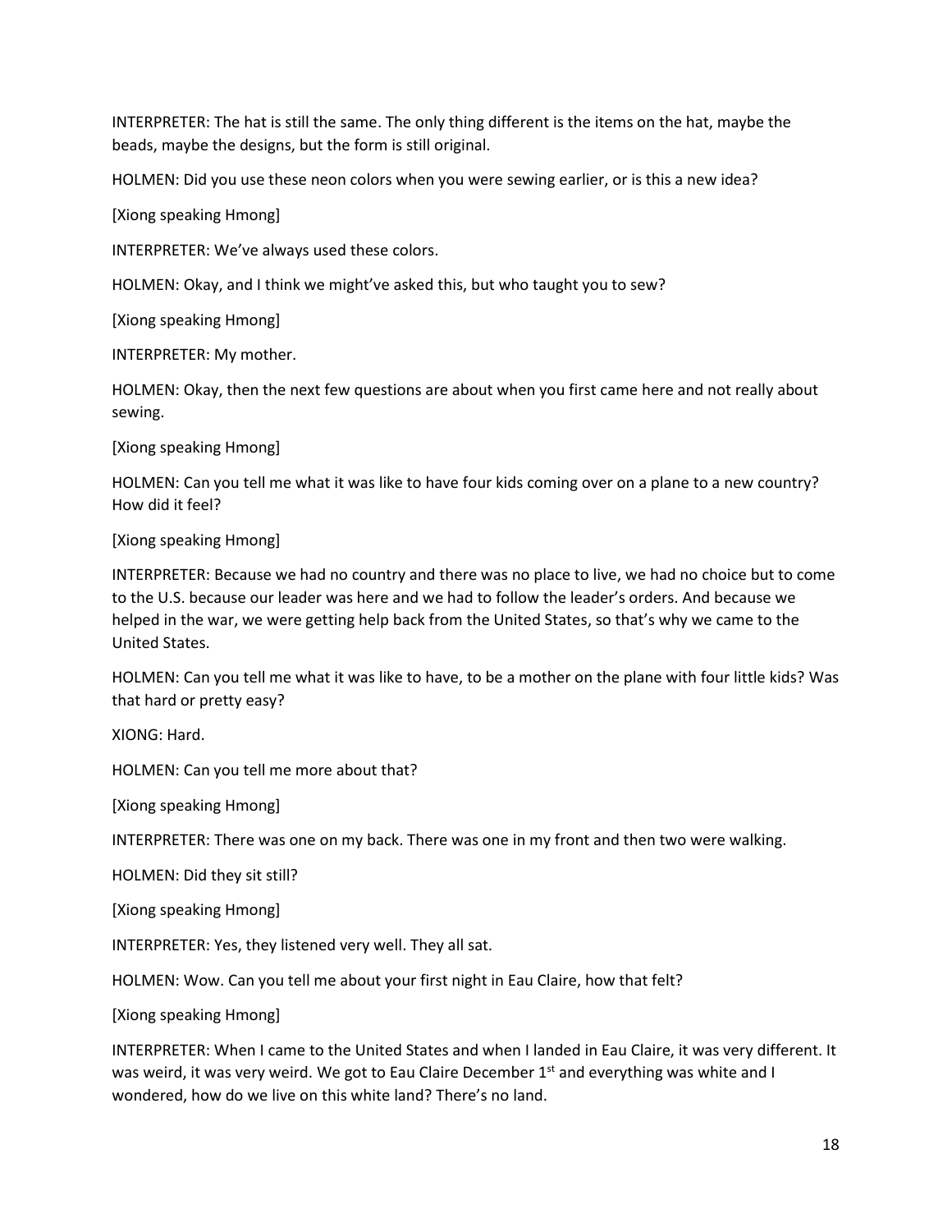INTERPRETER: The hat is still the same. The only thing different is the items on the hat, maybe the beads, maybe the designs, but the form is still original.

HOLMEN: Did you use these neon colors when you were sewing earlier, or is this a new idea?

[Xiong speaking Hmong]

INTERPRETER: We've always used these colors.

HOLMEN: Okay, and I think we might've asked this, but who taught you to sew?

[Xiong speaking Hmong]

INTERPRETER: My mother.

HOLMEN: Okay, then the next few questions are about when you first came here and not really about sewing.

[Xiong speaking Hmong]

HOLMEN: Can you tell me what it was like to have four kids coming over on a plane to a new country? How did it feel?

[Xiong speaking Hmong]

INTERPRETER: Because we had no country and there was no place to live, we had no choice but to come to the U.S. because our leader was here and we had to follow the leader's orders. And because we helped in the war, we were getting help back from the United States, so that's why we came to the United States.

HOLMEN: Can you tell me what it was like to have, to be a mother on the plane with four little kids? Was that hard or pretty easy?

XIONG: Hard.

HOLMEN: Can you tell me more about that?

[Xiong speaking Hmong]

INTERPRETER: There was one on my back. There was one in my front and then two were walking.

HOLMEN: Did they sit still?

[Xiong speaking Hmong]

INTERPRETER: Yes, they listened very well. They all sat.

HOLMEN: Wow. Can you tell me about your first night in Eau Claire, how that felt?

[Xiong speaking Hmong]

INTERPRETER: When I came to the United States and when I landed in Eau Claire, it was very different. It was weird, it was very weird. We got to Eau Claire December 1st and everything was white and I wondered, how do we live on this white land? There's no land.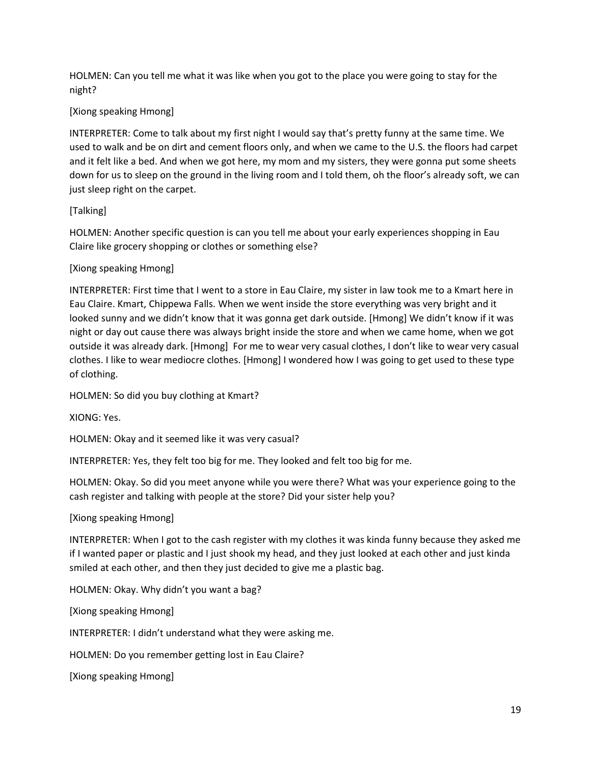HOLMEN: Can you tell me what it was like when you got to the place you were going to stay for the night?

[Xiong speaking Hmong]

INTERPRETER: Come to talk about my first night I would say that's pretty funny at the same time. We used to walk and be on dirt and cement floors only, and when we came to the U.S. the floors had carpet and it felt like a bed. And when we got here, my mom and my sisters, they were gonna put some sheets down for us to sleep on the ground in the living room and I told them, oh the floor's already soft, we can just sleep right on the carpet.

[Talking]

HOLMEN: Another specific question is can you tell me about your early experiences shopping in Eau Claire like grocery shopping or clothes or something else?

[Xiong speaking Hmong]

INTERPRETER: First time that I went to a store in Eau Claire, my sister in law took me to a Kmart here in Eau Claire. Kmart, Chippewa Falls. When we went inside the store everything was very bright and it looked sunny and we didn't know that it was gonna get dark outside. [Hmong] We didn't know if it was night or day out cause there was always bright inside the store and when we came home, when we got outside it was already dark. [Hmong] For me to wear very casual clothes, I don't like to wear very casual clothes. I like to wear mediocre clothes. [Hmong] I wondered how I was going to get used to these type of clothing.

HOLMEN: So did you buy clothing at Kmart?

XIONG: Yes.

HOLMEN: Okay and it seemed like it was very casual?

INTERPRETER: Yes, they felt too big for me. They looked and felt too big for me.

HOLMEN: Okay. So did you meet anyone while you were there? What was your experience going to the cash register and talking with people at the store? Did your sister help you?

[Xiong speaking Hmong]

INTERPRETER: When I got to the cash register with my clothes it was kinda funny because they asked me if I wanted paper or plastic and I just shook my head, and they just looked at each other and just kinda smiled at each other, and then they just decided to give me a plastic bag.

HOLMEN: Okay. Why didn't you want a bag?

[Xiong speaking Hmong]

INTERPRETER: I didn't understand what they were asking me.

HOLMEN: Do you remember getting lost in Eau Claire?

[Xiong speaking Hmong]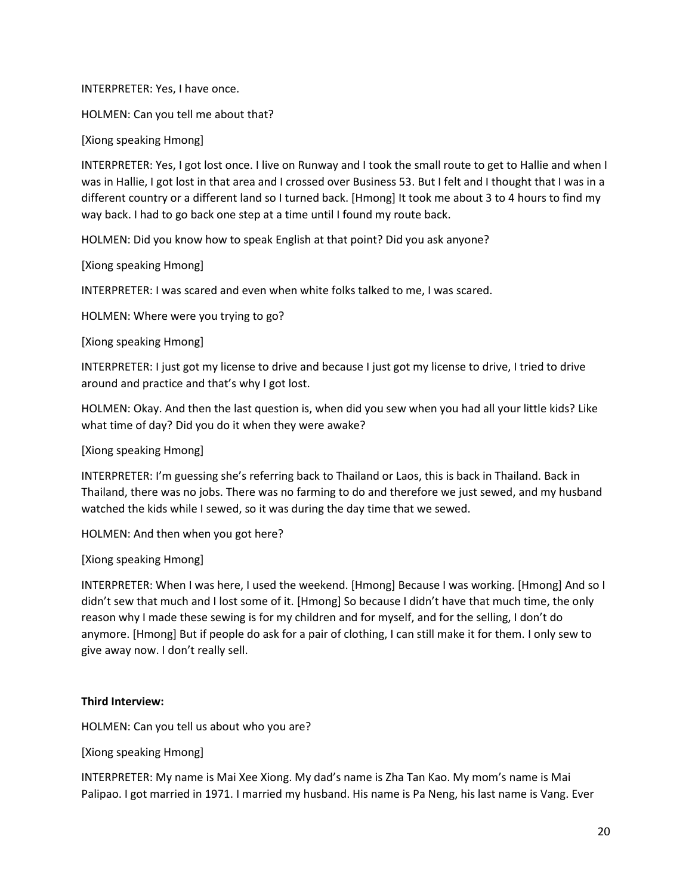INTERPRETER: Yes, I have once.

HOLMEN: Can you tell me about that?

[Xiong speaking Hmong]

INTERPRETER: Yes, I got lost once. I live on Runway and I took the small route to get to Hallie and when I was in Hallie, I got lost in that area and I crossed over Business 53. But I felt and I thought that I was in a different country or a different land so I turned back. [Hmong] It took me about 3 to 4 hours to find my way back. I had to go back one step at a time until I found my route back.

HOLMEN: Did you know how to speak English at that point? Did you ask anyone?

[Xiong speaking Hmong]

INTERPRETER: I was scared and even when white folks talked to me, I was scared.

HOLMEN: Where were you trying to go?

[Xiong speaking Hmong]

INTERPRETER: I just got my license to drive and because I just got my license to drive, I tried to drive around and practice and that's why I got lost.

HOLMEN: Okay. And then the last question is, when did you sew when you had all your little kids? Like what time of day? Did you do it when they were awake?

[Xiong speaking Hmong]

INTERPRETER: I'm guessing she's referring back to Thailand or Laos, this is back in Thailand. Back in Thailand, there was no jobs. There was no farming to do and therefore we just sewed, and my husband watched the kids while I sewed, so it was during the day time that we sewed.

HOLMEN: And then when you got here?

[Xiong speaking Hmong]

INTERPRETER: When I was here, I used the weekend. [Hmong] Because I was working. [Hmong] And so I didn't sew that much and I lost some of it. [Hmong] So because I didn't have that much time, the only reason why I made these sewing is for my children and for myself, and for the selling, I don't do anymore. [Hmong] But if people do ask for a pair of clothing, I can still make it for them. I only sew to give away now. I don't really sell.

**Third Interview:**

HOLMEN: Can you tell us about who you are?

[Xiong speaking Hmong]

INTERPRETER: My name is Mai Xee Xiong. My dad's name is Zha Tan Kao. My mom's name is Mai Palipao. I got married in 1971. I married my husband. His name is Pa Neng, his last name is Vang. Ever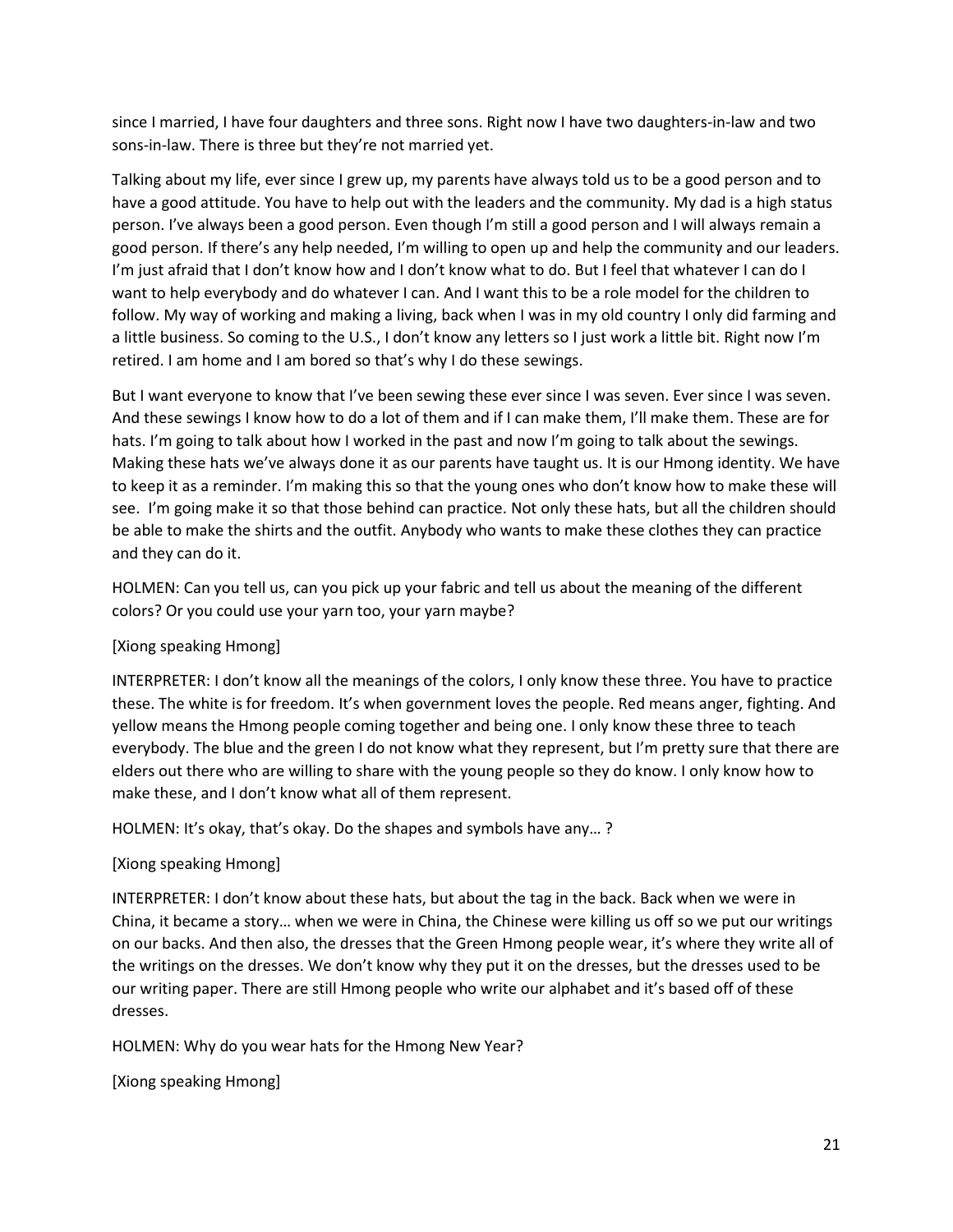since I married, I have four daughters and three sons. Right now I have two daughters-in-law and two sons-in-law. There is three but they're not married yet.

Talking about my life, ever since I grew up, my parents have always told us to be a good person and to have a good attitude. You have to help out with the leaders and the community. My dad is a high status person. I've always been a good person. Even though I'm still a good person and I will always remain a good person. If there's any help needed, I'm willing to open up and help the community and our leaders. I'm just afraid that I don't know how and I don't know what to do. But I feel that whatever I can do I want to help everybody and do whatever I can. And I want this to be a role model for the children to follow. My way of working and making a living, back when I was in my old country I only did farming and a little business. So coming to the U.S., I don't know any letters so I just work a little bit. Right now I'm retired. I am home and I am bored so that's why I do these sewings.

But I want everyone to know that I've been sewing these ever since I was seven. Ever since I was seven. And these sewings I know how to do a lot of them and if I can make them, I'll make them. These are for hats. I'm going to talk about how I worked in the past and now I'm going to talk about the sewings. Making these hats we've always done it as our parents have taught us. It is our Hmong identity. We have to keep it as a reminder. I'm making this so that the young ones who don't know how to make these will see. I'm going make it so that those behind can practice. Not only these hats, but all the children should be able to make the shirts and the outfit. Anybody who wants to make these clothes they can practice and they can do it.

HOLMEN: Can you tell us, can you pick up your fabric and tell us about the meaning of the different colors? Or you could use your yarn too, your yarn maybe?

[Xiong speaking Hmong]

INTERPRETER: I don't know all the meanings of the colors, I only know these three. You have to practice these. The white is for freedom. It's when government loves the people. Red means anger, fighting. And yellow means the Hmong people coming together and being one. I only know these three to teach everybody. The blue and the green I do not know what they represent, but I'm pretty sure that there are elders out there who are willing to share with the young people so they do know. I only know how to make these, and I don't know what all of them represent.

HOLMEN: It's okay, that's okay. Do the shapes and symbols have any… ?

[Xiong speaking Hmong]

INTERPRETER: I don't know about these hats, but about the tag in the back. Back when we were in China, it became a story… when we were in China, the Chinese were killing us off so we put our writings on our backs. And then also, the dresses that the Green Hmong people wear, it's where they write all of the writings on the dresses. We don't know why they put it on the dresses, but the dresses used to be our writing paper. There are still Hmong people who write our alphabet and it's based off of these dresses.

HOLMEN: Why do you wear hats for the Hmong New Year?

[Xiong speaking Hmong]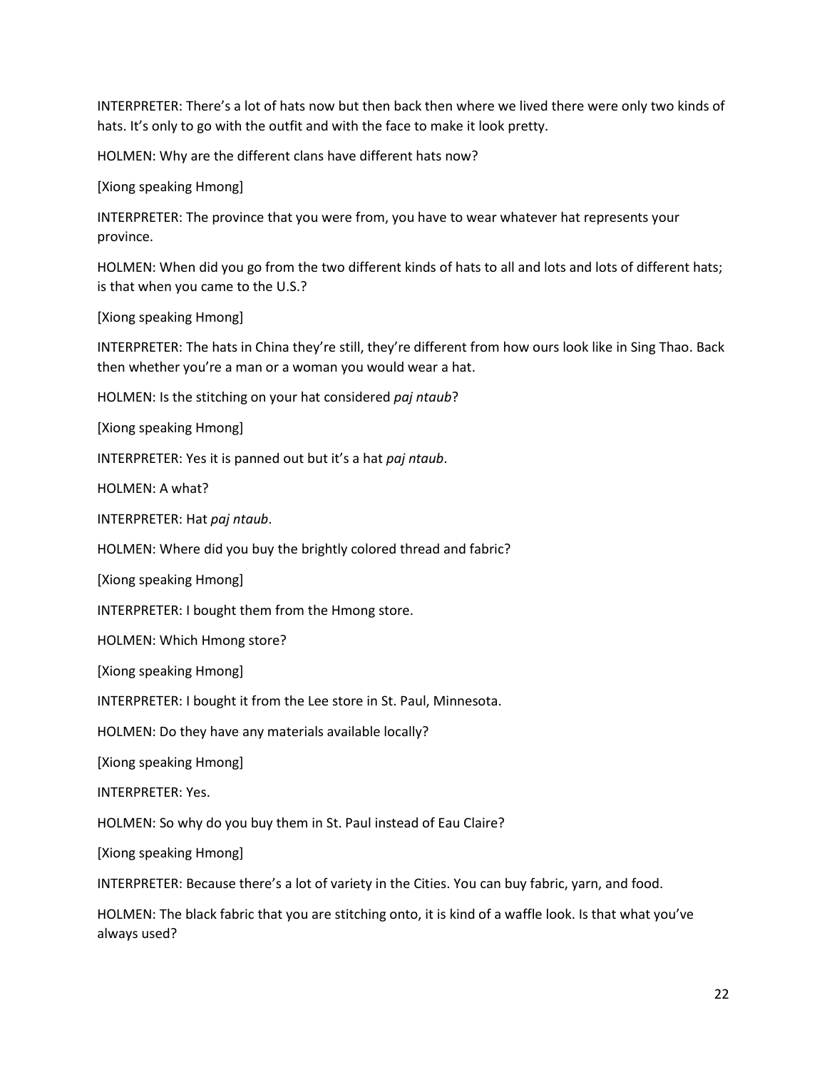INTERPRETER: There's a lot of hats now but then back then where we lived there were only two kinds of hats. It's only to go with the outfit and with the face to make it look pretty.

HOLMEN: Why are the different clans have different hats now?

[Xiong speaking Hmong]

INTERPRETER: The province that you were from, you have to wear whatever hat represents your province.

HOLMEN: When did you go from the two different kinds of hats to all and lots and lots of different hats; is that when you came to the U.S.?

[Xiong speaking Hmong]

INTERPRETER: The hats in China they're still, they're different from how ours look like in Sing Thao. Back then whether you're a man or a woman you would wear a hat.

HOLMEN: Is the stitching on your hat considered *paj ntaub*?

[Xiong speaking Hmong]

INTERPRETER: Yes it is panned out but it's a hat *paj ntaub*.

HOLMEN: A what?

INTERPRETER: Hat *paj ntaub*.

HOLMEN: Where did you buy the brightly colored thread and fabric?

[Xiong speaking Hmong]

INTERPRETER: I bought them from the Hmong store.

HOLMEN: Which Hmong store?

[Xiong speaking Hmong]

INTERPRETER: I bought it from the Lee store in St. Paul, Minnesota.

HOLMEN: Do they have any materials available locally?

[Xiong speaking Hmong]

INTERPRETER: Yes.

HOLMEN: So why do you buy them in St. Paul instead of Eau Claire?

[Xiong speaking Hmong]

INTERPRETER: Because there's a lot of variety in the Cities. You can buy fabric, yarn, and food.

HOLMEN: The black fabric that you are stitching onto, it is kind of a waffle look. Is that what you've always used?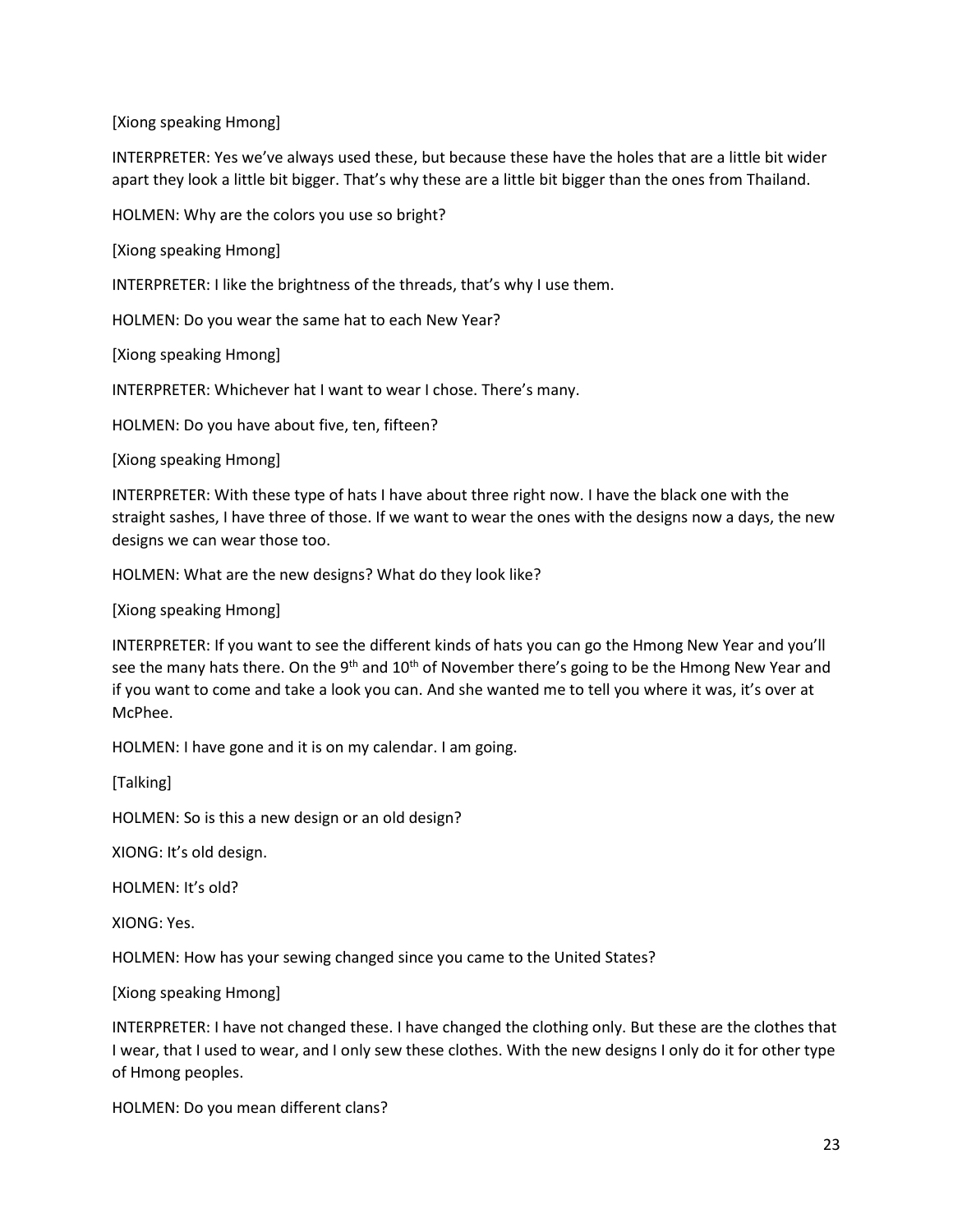[Xiong speaking Hmong]

INTERPRETER: Yes we've always used these, but because these have the holes that are a little bit wider apart they look a little bit bigger. That's why these are a little bit bigger than the ones from Thailand.

HOLMEN: Why are the colors you use so bright?

[Xiong speaking Hmong]

INTERPRETER: I like the brightness of the threads, that's why I use them.

HOLMEN: Do you wear the same hat to each New Year?

[Xiong speaking Hmong]

INTERPRETER: Whichever hat I want to wear I chose. There's many.

HOLMEN: Do you have about five, ten, fifteen?

[Xiong speaking Hmong]

INTERPRETER: With these type of hats I have about three right now. I have the black one with the straight sashes, I have three of those. If we want to wear the ones with the designs now a days, the new designs we can wear those too.

HOLMEN: What are the new designs? What do they look like?

[Xiong speaking Hmong]

INTERPRETER: If you want to see the different kinds of hats you can go the Hmong New Year and you'll see the many hats there. On the 9th and 10th of November there's going to be the Hmong New Year and if you want to come and take a look you can. And she wanted me to tell you where it was, it's over at McPhee.

HOLMEN: I have gone and it is on my calendar. I am going.

[Talking]

HOLMEN: So is this a new design or an old design?

XIONG: It's old design.

HOLMEN: It's old?

XIONG: Yes.

HOLMEN: How has your sewing changed since you came to the United States?

[Xiong speaking Hmong]

INTERPRETER: I have not changed these. I have changed the clothing only. But these are the clothes that I wear, that I used to wear, and I only sew these clothes. With the new designs I only do it for other type of Hmong peoples.

HOLMEN: Do you mean different clans?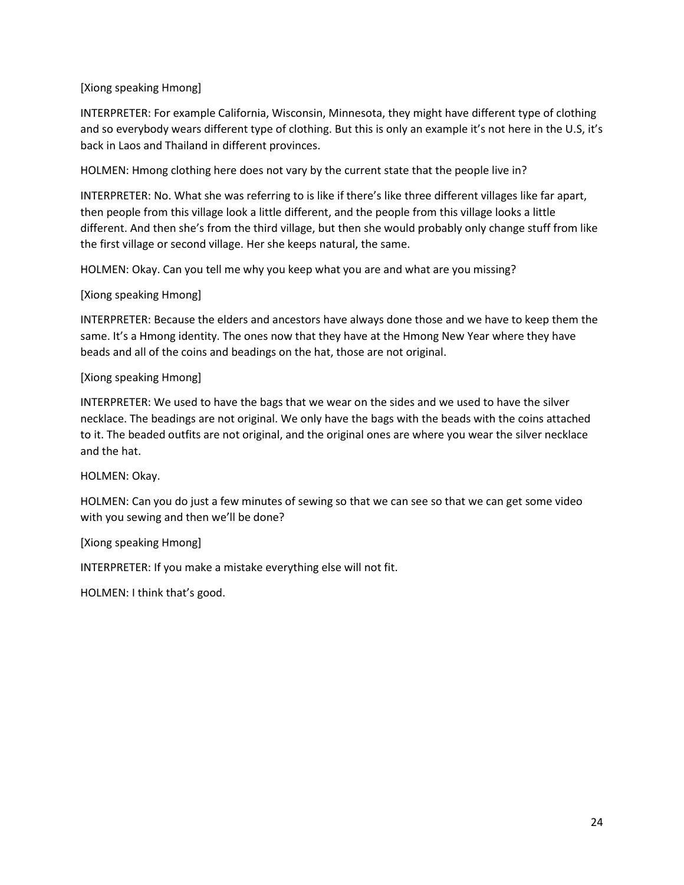[Xiong speaking Hmong]

INTERPRETER: For example California, Wisconsin, Minnesota, they might have different type of clothing and so everybody wears different type of clothing. But this is only an example it's not here in the U.S, it's back in Laos and Thailand in different provinces.

HOLMEN: Hmong clothing here does not vary by the current state that the people live in?

INTERPRETER: No. What she was referring to is like if there's like three different villages like far apart, then people from this village look a little different, and the people from this village looks a little different. And then she's from the third village, but then she would probably only change stuff from like the first village or second village. Her she keeps natural, the same.

HOLMEN: Okay. Can you tell me why you keep what you are and what are you missing?

[Xiong speaking Hmong]

INTERPRETER: Because the elders and ancestors have always done those and we have to keep them the same. It's a Hmong identity. The ones now that they have at the Hmong New Year where they have beads and all of the coins and beadings on the hat, those are not original.

[Xiong speaking Hmong]

INTERPRETER: We used to have the bags that we wear on the sides and we used to have the silver necklace. The beadings are not original. We only have the bags with the beads with the coins attached to it. The beaded outfits are not original, and the original ones are where you wear the silver necklace and the hat.

HOLMEN: Okay.

HOLMEN: Can you do just a few minutes of sewing so that we can see so that we can get some video with you sewing and then we'll be done?

[Xiong speaking Hmong]

INTERPRETER: If you make a mistake everything else will not fit.

HOLMEN: I think that's good.